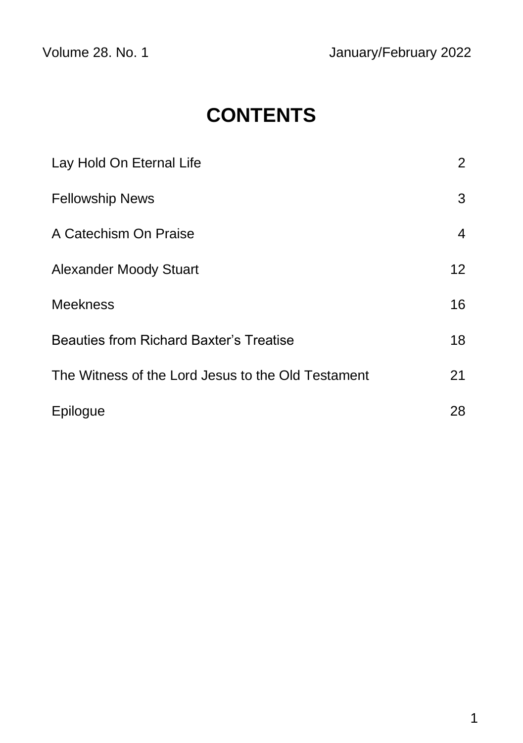Volume 28. No. 1 January/February 2022

# CONTENTS

| | |
|---|---|
| Lay Hold On Eternal Life | 2 |
| Fellowship News | 3 |
| A Catechism On Praise | 4 |
| Alexander Moody Stuart | 12 |
| Meekness | 16 |
| Beauties from Richard Baxter’s Treatise | 18 |
| The Witness of the Lord Jesus to the Old Testament | 21 |
| Epilogue | 28 |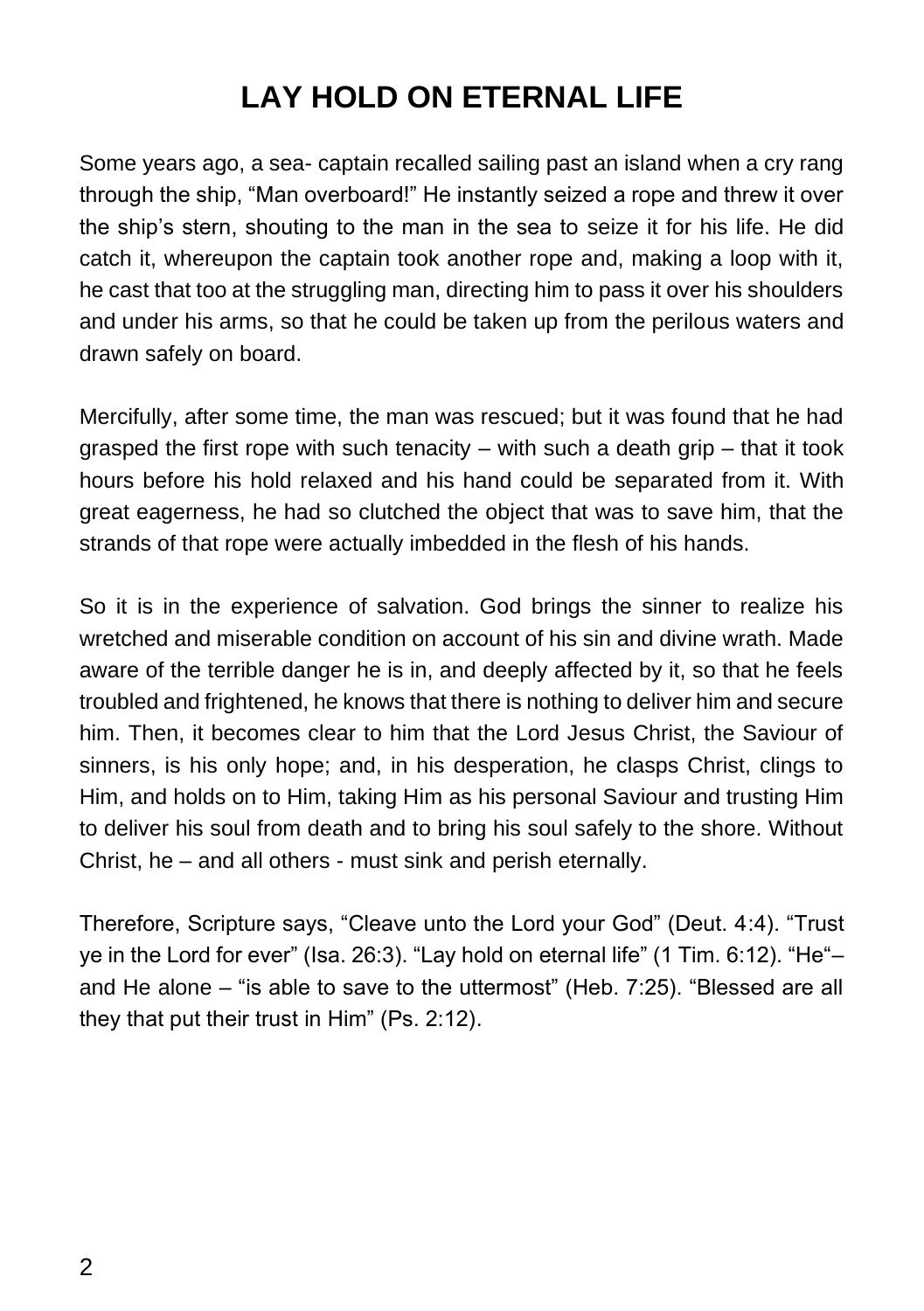# LAY HOLD ON ETERNAL LIFE

Some years ago, a sea- captain recalled sailing past an island when a cry rang through the ship, "Man overboard!" He instantly seized a rope and threw it over the ship's stern, shouting to the man in the sea to seize it for his life. He did catch it, whereupon the captain took another rope and, making a loop with it, he cast that too at the struggling man, directing him to pass it over his shoulders and under his arms, so that he could be taken up from the perilous waters and drawn safely on board.

Mercifully, after some time, the man was rescued; but it was found that he had grasped the first rope with such tenacity – with such a death grip – that it took hours before his hold relaxed and his hand could be separated from it. With great eagerness, he had so clutched the object that was to save him, that the strands of that rope were actually imbedded in the flesh of his hands.

So it is in the experience of salvation. God brings the sinner to realize his wretched and miserable condition on account of his sin and divine wrath. Made aware of the terrible danger he is in, and deeply affected by it, so that he feels troubled and frightened, he knows that there is nothing to deliver him and secure him. Then, it becomes clear to him that the Lord Jesus Christ, the Saviour of sinners, is his only hope; and, in his desperation, he clasps Christ, clings to Him, and holds on to Him, taking Him as his personal Saviour and trusting Him to deliver his soul from death and to bring his soul safely to the shore. Without Christ, he – and all others - must sink and perish eternally.

Therefore, Scripture says, "Cleave unto the Lord your God" (Deut. 4:4). "Trust ye in the Lord for ever" (Isa. 26:3). "Lay hold on eternal life" (1 Tim. 6:12). "He"– and He alone – "is able to save to the uttermost" (Heb. 7:25). "Blessed are all they that put their trust in Him" (Ps. 2:12).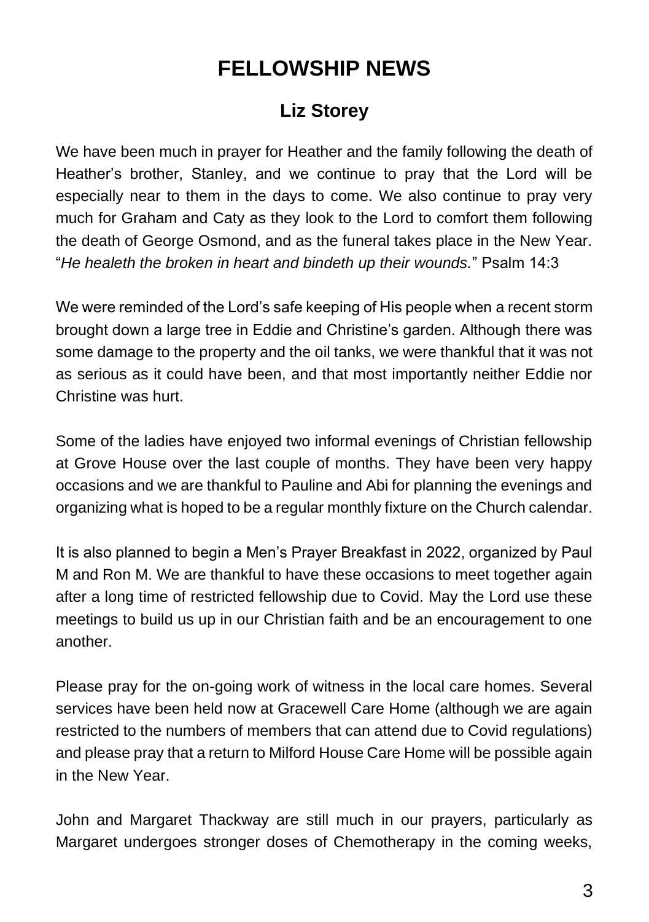# FELLOWSHIP NEWS

## Liz Storey

We have been much in prayer for Heather and the family following the death of Heather's brother, Stanley, and we continue to pray that the Lord will be especially near to them in the days to come. We also continue to pray very much for Graham and Caty as they look to the Lord to comfort them following the death of George Osmond, and as the funeral takes place in the New Year. "*He healeth the broken in heart and bindeth up their wounds.*" Psalm 14:3

We were reminded of the Lord's safe keeping of His people when a recent storm brought down a large tree in Eddie and Christine's garden. Although there was some damage to the property and the oil tanks, we were thankful that it was not as serious as it could have been, and that most importantly neither Eddie nor Christine was hurt.

Some of the ladies have enjoyed two informal evenings of Christian fellowship at Grove House over the last couple of months. They have been very happy occasions and we are thankful to Pauline and Abi for planning the evenings and organizing what is hoped to be a regular monthly fixture on the Church calendar.

It is also planned to begin a Men's Prayer Breakfast in 2022, organized by Paul M and Ron M. We are thankful to have these occasions to meet together again after a long time of restricted fellowship due to Covid. May the Lord use these meetings to build us up in our Christian faith and be an encouragement to one another.

Please pray for the on-going work of witness in the local care homes. Several services have been held now at Gracewell Care Home (although we are again restricted to the numbers of members that can attend due to Covid regulations) and please pray that a return to Milford House Care Home will be possible again in the New Year.

John and Margaret Thackway are still much in our prayers, particularly as Margaret undergoes stronger doses of Chemotherapy in the coming weeks,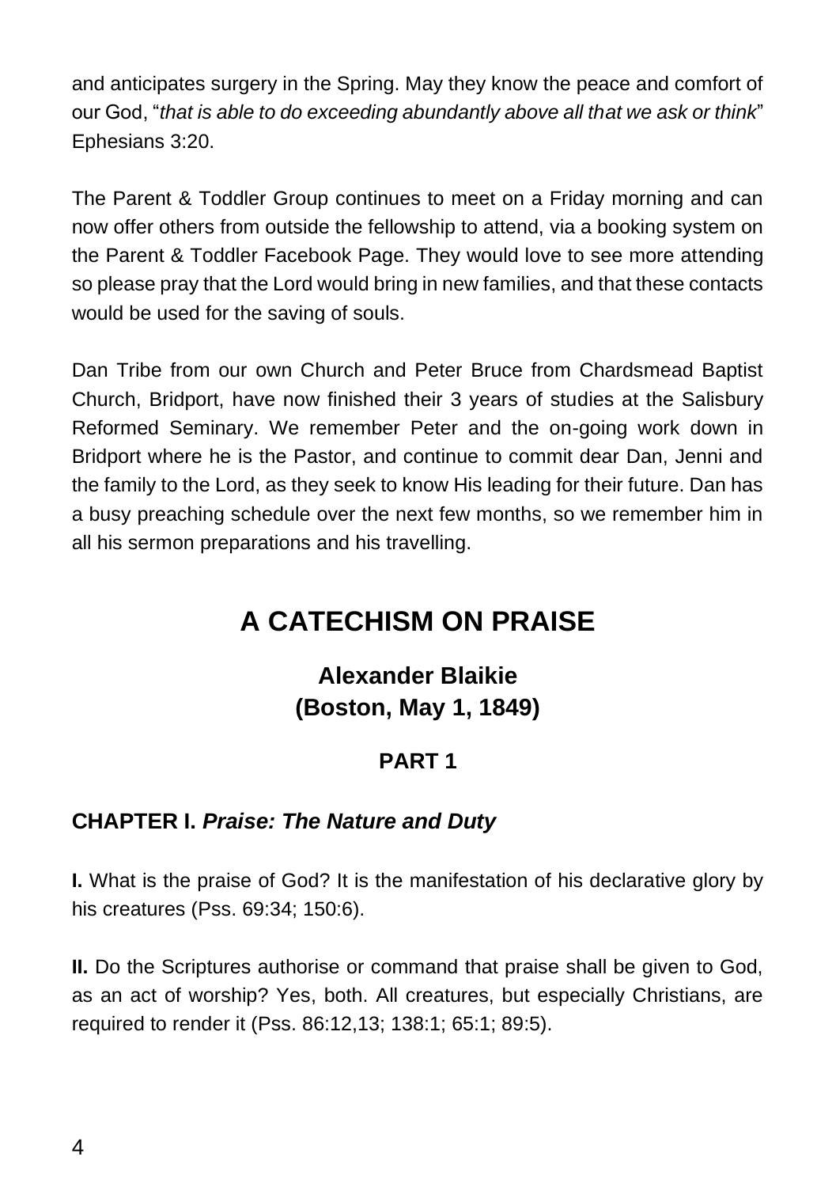and anticipates surgery in the Spring. May they know the peace and comfort of our God, "*that is able to do exceeding abundantly above all that we ask or think*" Ephesians 3:20.

The Parent & Toddler Group continues to meet on a Friday morning and can now offer others from outside the fellowship to attend, via a booking system on the Parent & Toddler Facebook Page. They would love to see more attending so please pray that the Lord would bring in new families, and that these contacts would be used for the saving of souls.

Dan Tribe from our own Church and Peter Bruce from Chardsmead Baptist Church, Bridport, have now finished their 3 years of studies at the Salisbury Reformed Seminary. We remember Peter and the on-going work down in Bridport where he is the Pastor, and continue to commit dear Dan, Jenni and the family to the Lord, as they seek to know His leading for their future. Dan has a busy preaching schedule over the next few months, so we remember him in all his sermon preparations and his travelling.

# A CATECHISM ON PRAISE

## Alexander Blaikie
## (Boston, May 1, 1849)

### PART 1

### CHAPTER I. *Praise: The Nature and Duty*

**I.** What is the praise of God? It is the manifestation of his declarative glory by his creatures (Pss. 69:34; 150:6).

**II.** Do the Scriptures authorise or command that praise shall be given to God, as an act of worship? Yes, both. All creatures, but especially Christians, are required to render it (Pss. 86:12,13; 138:1; 65:1; 89:5).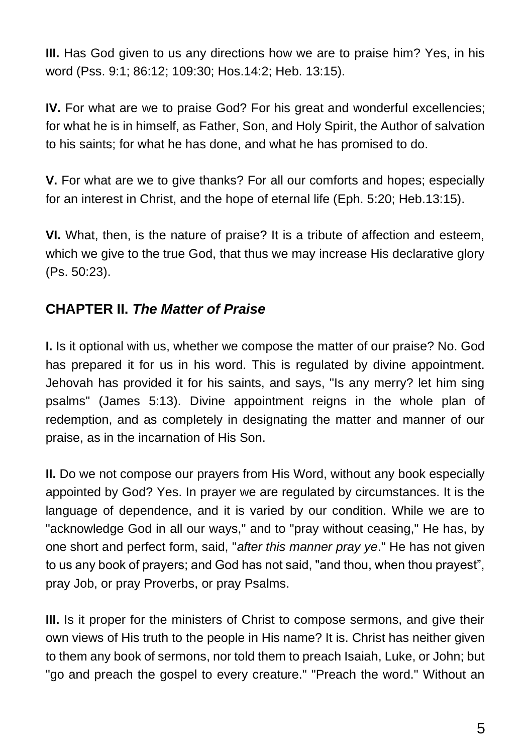**III.** Has God given to us any directions how we are to praise him? Yes, in his word (Pss. 9:1; 86:12; 109:30; Hos.14:2; Heb. 13:15).

**IV.** For what are we to praise God? For his great and wonderful excellencies; for what he is in himself, as Father, Son, and Holy Spirit, the Author of salvation to his saints; for what he has done, and what he has promised to do.

**V.** For what are we to give thanks? For all our comforts and hopes; especially for an interest in Christ, and the hope of eternal life (Eph. 5:20; Heb.13:15).

**VI.** What, then, is the nature of praise? It is a tribute of affection and esteem, which we give to the true God, that thus we may increase His declarative glory (Ps. 50:23).

## CHAPTER II. *The Matter of Praise*

**I.** Is it optional with us, whether we compose the matter of our praise? No. God has prepared it for us in his word. This is regulated by divine appointment. Jehovah has provided it for his saints, and says, "Is any merry? let him sing psalms" (James 5:13). Divine appointment reigns in the whole plan of redemption, and as completely in designating the matter and manner of our praise, as in the incarnation of His Son.

**II.** Do we not compose our prayers from His Word, without any book especially appointed by God? Yes. In prayer we are regulated by circumstances. It is the language of dependence, and it is varied by our condition. While we are to "acknowledge God in all our ways," and to "pray without ceasing," He has, by one short and perfect form, said, "*after this manner pray ye*." He has not given to us any book of prayers; and God has not said, "and thou, when thou prayest", pray Job, or pray Proverbs, or pray Psalms.

**III.** Is it proper for the ministers of Christ to compose sermons, and give their own views of His truth to the people in His name? It is. Christ has neither given to them any book of sermons, nor told them to preach Isaiah, Luke, or John; but "go and preach the gospel to every creature." "Preach the word." Without an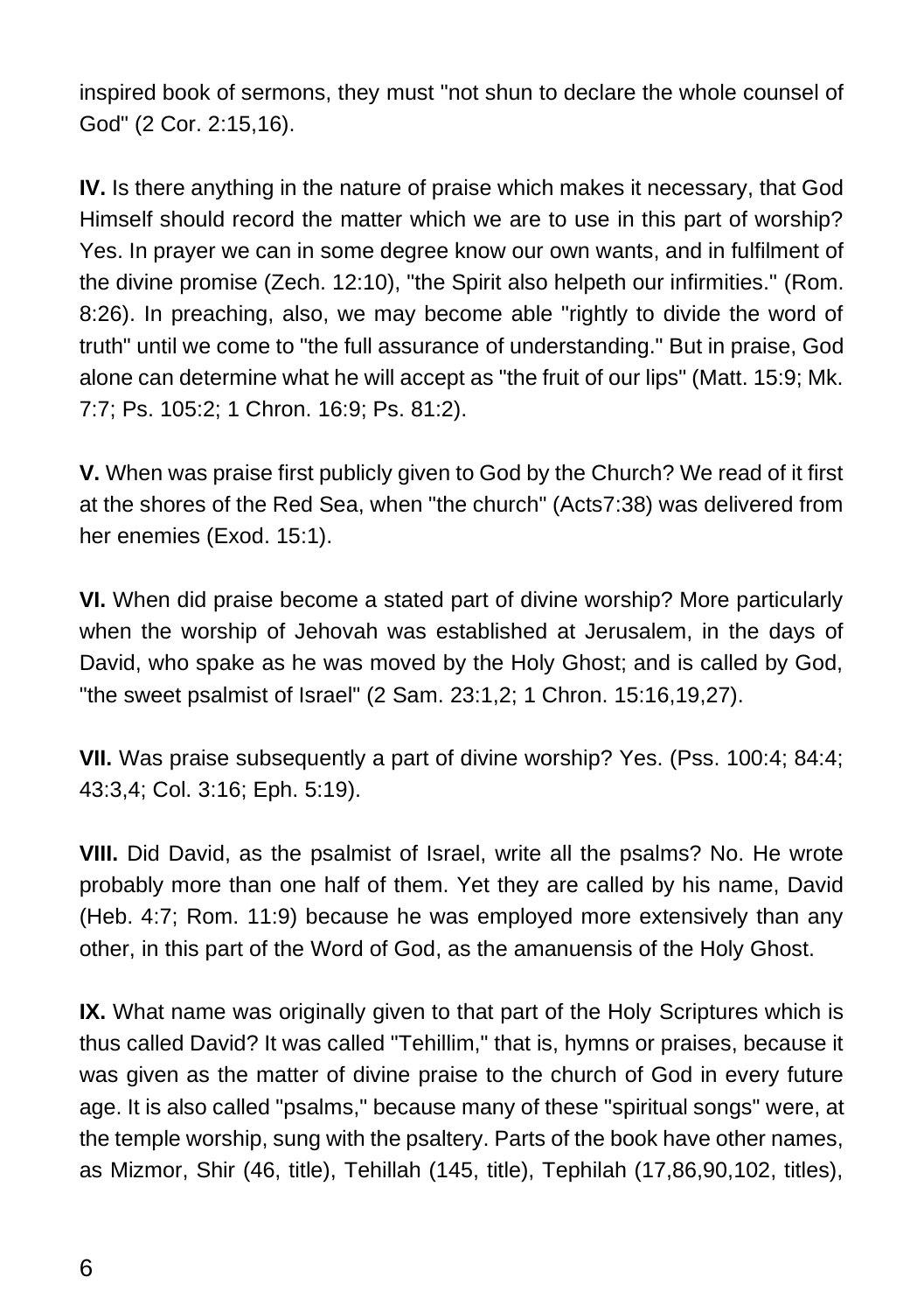inspired book of sermons, they must "not shun to declare the whole counsel of God" (2 Cor. 2:15,16).

**IV.** Is there anything in the nature of praise which makes it necessary, that God Himself should record the matter which we are to use in this part of worship? Yes. In prayer we can in some degree know our own wants, and in fulfilment of the divine promise (Zech. 12:10), "the Spirit also helpeth our infirmities." (Rom. 8:26). In preaching, also, we may become able "rightly to divide the word of truth" until we come to "the full assurance of understanding." But in praise, God alone can determine what he will accept as "the fruit of our lips" (Matt. 15:9; Mk. 7:7; Ps. 105:2; 1 Chron. 16:9; Ps. 81:2).

**V.** When was praise first publicly given to God by the Church? We read of it first at the shores of the Red Sea, when "the church" (Acts7:38) was delivered from her enemies (Exod. 15:1).

**VI.** When did praise become a stated part of divine worship? More particularly when the worship of Jehovah was established at Jerusalem, in the days of David, who spake as he was moved by the Holy Ghost; and is called by God, "the sweet psalmist of Israel" (2 Sam. 23:1,2; 1 Chron. 15:16,19,27).

**VII.** Was praise subsequently a part of divine worship? Yes. (Pss. 100:4; 84:4; 43:3,4; Col. 3:16; Eph. 5:19).

**VIII.** Did David, as the psalmist of Israel, write all the psalms? No. He wrote probably more than one half of them. Yet they are called by his name, David (Heb. 4:7; Rom. 11:9) because he was employed more extensively than any other, in this part of the Word of God, as the amanuensis of the Holy Ghost.

**IX.** What name was originally given to that part of the Holy Scriptures which is thus called David? It was called "Tehillim," that is, hymns or praises, because it was given as the matter of divine praise to the church of God in every future age. It is also called "psalms," because many of these "spiritual songs" were, at the temple worship, sung with the psaltery. Parts of the book have other names, as Mizmor, Shir (46, title), Tehillah (145, title), Tephilah (17,86,90,102, titles),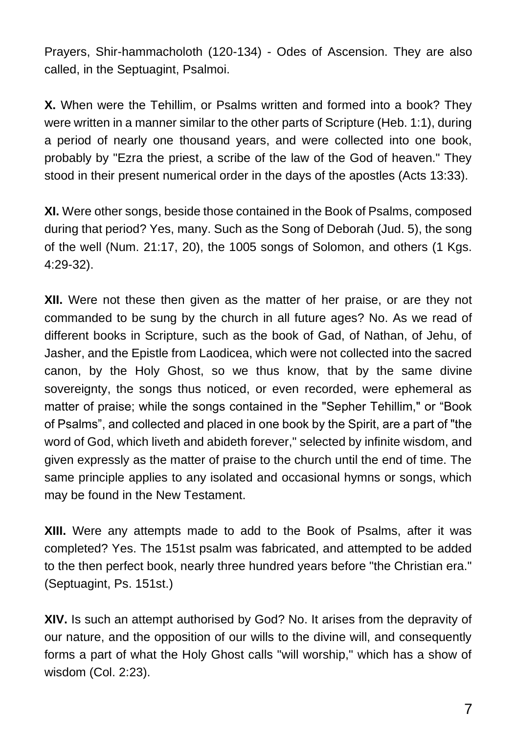Prayers, Shir-hammacholoth (120-134) - Odes of Ascension. They are also called, in the Septuagint, Psalmoi.

**X.** When were the Tehillim, or Psalms written and formed into a book? They were written in a manner similar to the other parts of Scripture (Heb. 1:1), during a period of nearly one thousand years, and were collected into one book, probably by "Ezra the priest, a scribe of the law of the God of heaven." They stood in their present numerical order in the days of the apostles (Acts 13:33).

**XI.** Were other songs, beside those contained in the Book of Psalms, composed during that period? Yes, many. Such as the Song of Deborah (Jud. 5), the song of the well (Num. 21:17, 20), the 1005 songs of Solomon, and others (1 Kgs. 4:29-32).

**XII.** Were not these then given as the matter of her praise, or are they not commanded to be sung by the church in all future ages? No. As we read of different books in Scripture, such as the book of Gad, of Nathan, of Jehu, of Jasher, and the Epistle from Laodicea, which were not collected into the sacred canon, by the Holy Ghost, so we thus know, that by the same divine sovereignty, the songs thus noticed, or even recorded, were ephemeral as matter of praise; while the songs contained in the "Sepher Tehillim," or “Book of Psalms”, and collected and placed in one book by the Spirit, are a part of "the word of God, which liveth and abideth forever," selected by infinite wisdom, and given expressly as the matter of praise to the church until the end of time. The same principle applies to any isolated and occasional hymns or songs, which may be found in the New Testament.

**XIII.** Were any attempts made to add to the Book of Psalms, after it was completed? Yes. The 151st psalm was fabricated, and attempted to be added to the then perfect book, nearly three hundred years before "the Christian era." (Septuagint, Ps. 151st.)

**XIV.** Is such an attempt authorised by God? No. It arises from the depravity of our nature, and the opposition of our wills to the divine will, and consequently forms a part of what the Holy Ghost calls "will worship," which has a show of wisdom (Col. 2:23).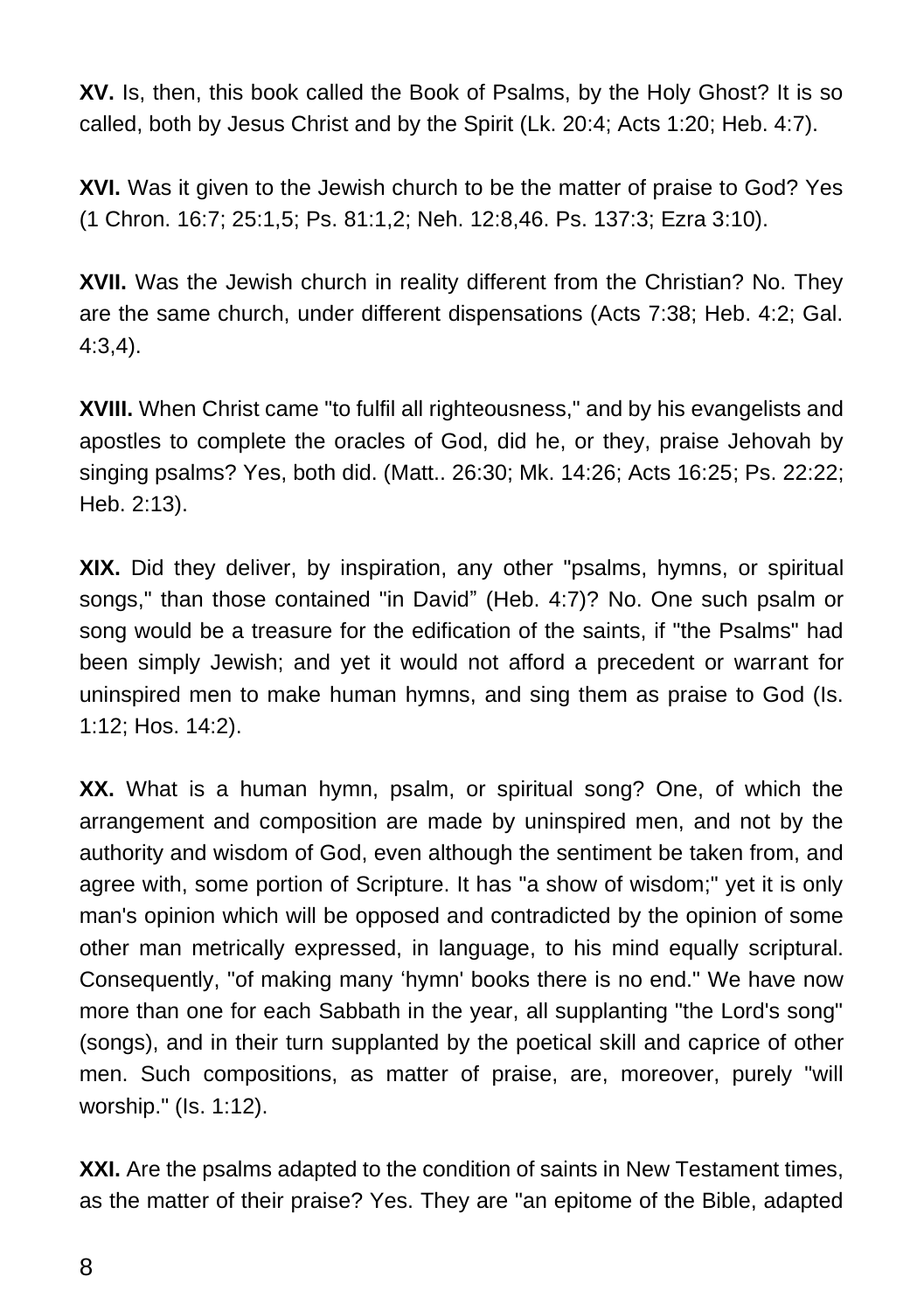**XV.** Is, then, this book called the Book of Psalms, by the Holy Ghost? It is so called, both by Jesus Christ and by the Spirit (Lk. 20:4; Acts 1:20; Heb. 4:7).

**XVI.** Was it given to the Jewish church to be the matter of praise to God? Yes (1 Chron. 16:7; 25:1,5; Ps. 81:1,2; Neh. 12:8,46. Ps. 137:3; Ezra 3:10).

**XVII.** Was the Jewish church in reality different from the Christian? No. They are the same church, under different dispensations (Acts 7:38; Heb. 4:2; Gal. 4:3,4).

**XVIII.** When Christ came "to fulfil all righteousness," and by his evangelists and apostles to complete the oracles of God, did he, or they, praise Jehovah by singing psalms? Yes, both did. (Matt.. 26:30; Mk. 14:26; Acts 16:25; Ps. 22:22; Heb. 2:13).

**XIX.** Did they deliver, by inspiration, any other "psalms, hymns, or spiritual songs," than those contained "in David" (Heb. 4:7)? No. One such psalm or song would be a treasure for the edification of the saints, if "the Psalms" had been simply Jewish; and yet it would not afford a precedent or warrant for uninspired men to make human hymns, and sing them as praise to God (Is. 1:12; Hos. 14:2).

**XX.** What is a human hymn, psalm, or spiritual song? One, of which the arrangement and composition are made by uninspired men, and not by the authority and wisdom of God, even although the sentiment be taken from, and agree with, some portion of Scripture. It has "a show of wisdom;" yet it is only man's opinion which will be opposed and contradicted by the opinion of some other man metrically expressed, in language, to his mind equally scriptural. Consequently, "of making many 'hymn' books there is no end." We have now more than one for each Sabbath in the year, all supplanting "the Lord's song" (songs), and in their turn supplanted by the poetical skill and caprice of other men. Such compositions, as matter of praise, are, moreover, purely "will worship." (Is. 1:12).

**XXI.** Are the psalms adapted to the condition of saints in New Testament times, as the matter of their praise? Yes. They are "an epitome of the Bible, adapted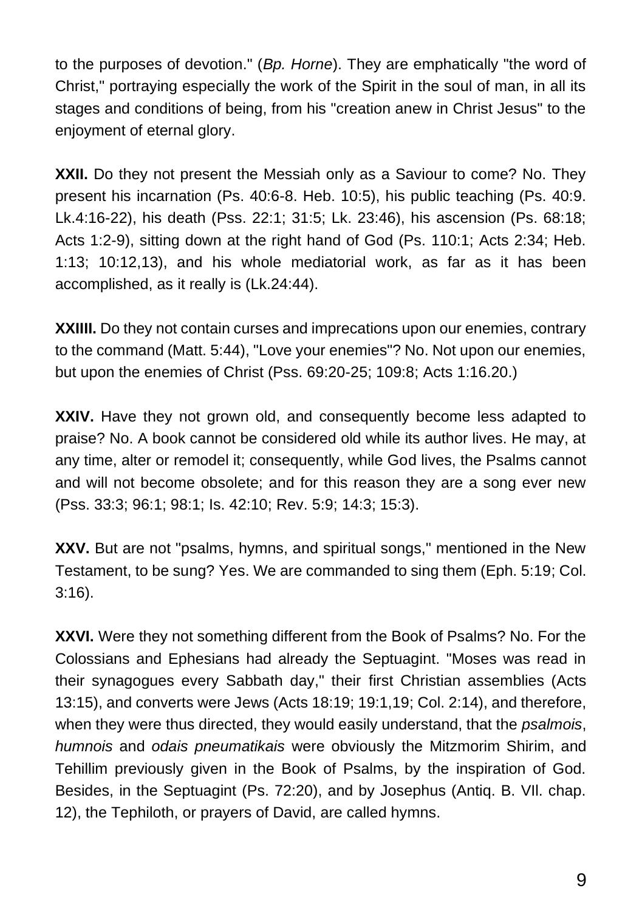to the purposes of devotion." (*Bp. Horne*). They are emphatically "the word of Christ," portraying especially the work of the Spirit in the soul of man, in all its stages and conditions of being, from his "creation anew in Christ Jesus" to the enjoyment of eternal glory.

**XXII.** Do they not present the Messiah only as a Saviour to come? No. They present his incarnation (Ps. 40:6-8. Heb. 10:5), his public teaching (Ps. 40:9. Lk.4:16-22), his death (Pss. 22:1; 31:5; Lk. 23:46), his ascension (Ps. 68:18; Acts 1:2-9), sitting down at the right hand of God (Ps. 110:1; Acts 2:34; Heb. 1:13; 10:12,13), and his whole mediatorial work, as far as it has been accomplished, as it really is (Lk.24:44).

**XXIIII.** Do they not contain curses and imprecations upon our enemies, contrary to the command (Matt. 5:44), "Love your enemies"? No. Not upon our enemies, but upon the enemies of Christ (Pss. 69:20-25; 109:8; Acts 1:16.20.)

**XXIV.** Have they not grown old, and consequently become less adapted to praise? No. A book cannot be considered old while its author lives. He may, at any time, alter or remodel it; consequently, while God lives, the Psalms cannot and will not become obsolete; and for this reason they are a song ever new (Pss. 33:3; 96:1; 98:1; Is. 42:10; Rev. 5:9; 14:3; 15:3).

**XXV.** But are not "psalms, hymns, and spiritual songs," mentioned in the New Testament, to be sung? Yes. We are commanded to sing them (Eph. 5:19; Col. 3:16).

**XXVI.** Were they not something different from the Book of Psalms? No. For the Colossians and Ephesians had already the Septuagint. "Moses was read in their synagogues every Sabbath day," their first Christian assemblies (Acts 13:15), and converts were Jews (Acts 18:19; 19:1,19; Col. 2:14), and therefore, when they were thus directed, they would easily understand, that the *psalmois*, *humnois* and *odais pneumatikais* were obviously the Mitzmorim Shirim, and Tehillim previously given in the Book of Psalms, by the inspiration of God. Besides, in the Septuagint (Ps. 72:20), and by Josephus (Antiq. B. Vll. chap. 12), the Tephiloth, or prayers of David, are called hymns.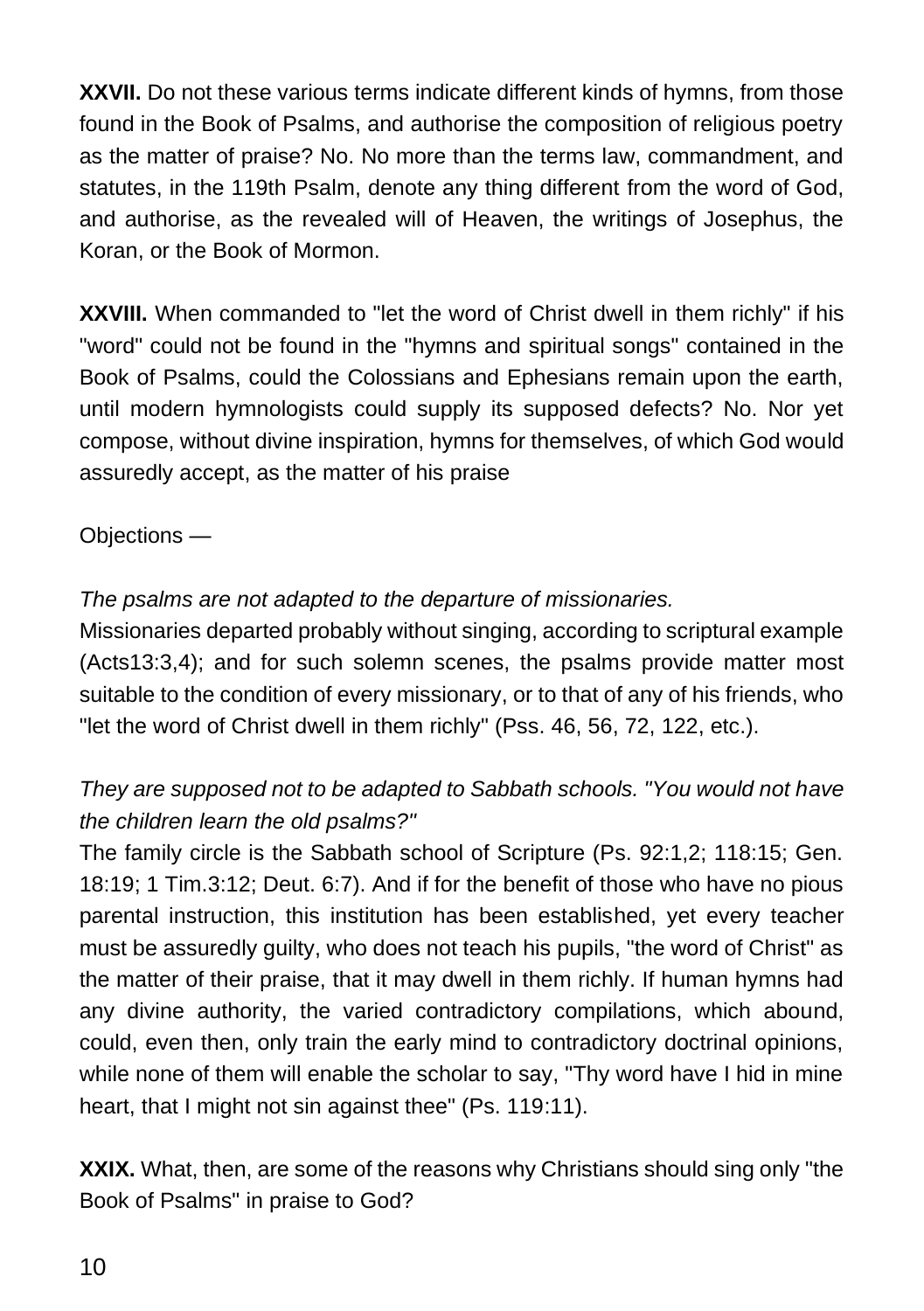**XXVII.** Do not these various terms indicate different kinds of hymns, from those found in the Book of Psalms, and authorise the composition of religious poetry as the matter of praise? No. No more than the terms law, commandment, and statutes, in the 119th Psalm, denote any thing different from the word of God, and authorise, as the revealed will of Heaven, the writings of Josephus, the Koran, or the Book of Mormon.

**XXVIII.** When commanded to "let the word of Christ dwell in them richly" if his "word" could not be found in the "hymns and spiritual songs" contained in the Book of Psalms, could the Colossians and Ephesians remain upon the earth, until modern hymnologists could supply its supposed defects? No. Nor yet compose, without divine inspiration, hymns for themselves, of which God would assuredly accept, as the matter of his praise

Objections —

*The psalms are not adapted to the departure of missionaries.*

Missionaries departed probably without singing, according to scriptural example (Acts13:3,4); and for such solemn scenes, the psalms provide matter most suitable to the condition of every missionary, or to that of any of his friends, who "let the word of Christ dwell in them richly" (Pss. 46, 56, 72, 122, etc.).

*They are supposed not to be adapted to Sabbath schools. "You would not have the children learn the old psalms?"*

The family circle is the Sabbath school of Scripture (Ps. 92:1,2; 118:15; Gen. 18:19; 1 Tim.3:12; Deut. 6:7). And if for the benefit of those who have no pious parental instruction, this institution has been established, yet every teacher must be assuredly guilty, who does not teach his pupils, "the word of Christ" as the matter of their praise, that it may dwell in them richly. If human hymns had any divine authority, the varied contradictory compilations, which abound, could, even then, only train the early mind to contradictory doctrinal opinions, while none of them will enable the scholar to say, "Thy word have I hid in mine heart, that I might not sin against thee" (Ps. 119:11).

**XXIX.** What, then, are some of the reasons why Christians should sing only "the Book of Psalms" in praise to God?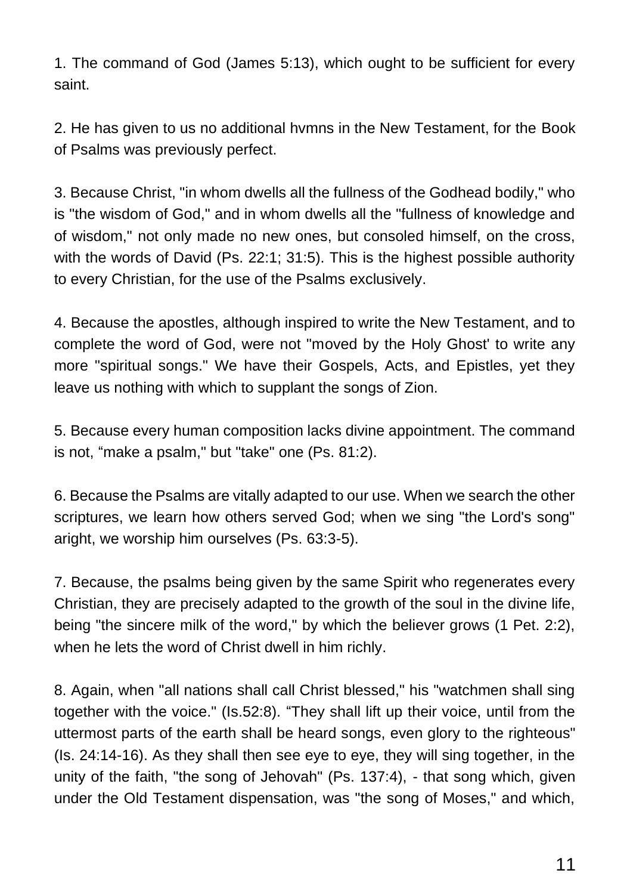1. The command of God (James 5:13), which ought to be sufficient for every saint.

2. He has given to us no additional hvmns in the New Testament, for the Book of Psalms was previously perfect.

3. Because Christ, "in whom dwells all the fullness of the Godhead bodily," who is "the wisdom of God," and in whom dwells all the "fullness of knowledge and of wisdom," not only made no new ones, but consoled himself, on the cross, with the words of David (Ps. 22:1; 31:5). This is the highest possible authority to every Christian, for the use of the Psalms exclusively.

4. Because the apostles, although inspired to write the New Testament, and to complete the word of God, were not "moved by the Holy Ghost' to write any more "spiritual songs." We have their Gospels, Acts, and Epistles, yet they leave us nothing with which to supplant the songs of Zion.

5. Because every human composition lacks divine appointment. The command is not, “make a psalm," but "take" one (Ps. 81:2).

6. Because the Psalms are vitally adapted to our use. When we search the other scriptures, we learn how others served God; when we sing "the Lord's song" aright, we worship him ourselves (Ps. 63:3-5).

7. Because, the psalms being given by the same Spirit who regenerates every Christian, they are precisely adapted to the growth of the soul in the divine life, being "the sincere milk of the word," by which the believer grows (1 Pet. 2:2), when he lets the word of Christ dwell in him richly.

8. Again, when "all nations shall call Christ blessed," his "watchmen shall sing together with the voice." (Is.52:8). “They shall lift up their voice, until from the uttermost parts of the earth shall be heard songs, even glory to the righteous" (Is. 24:14-16). As they shall then see eye to eye, they will sing together, in the unity of the faith, "the song of Jehovah" (Ps. 137:4), - that song which, given under the Old Testament dispensation, was "the song of Moses," and which,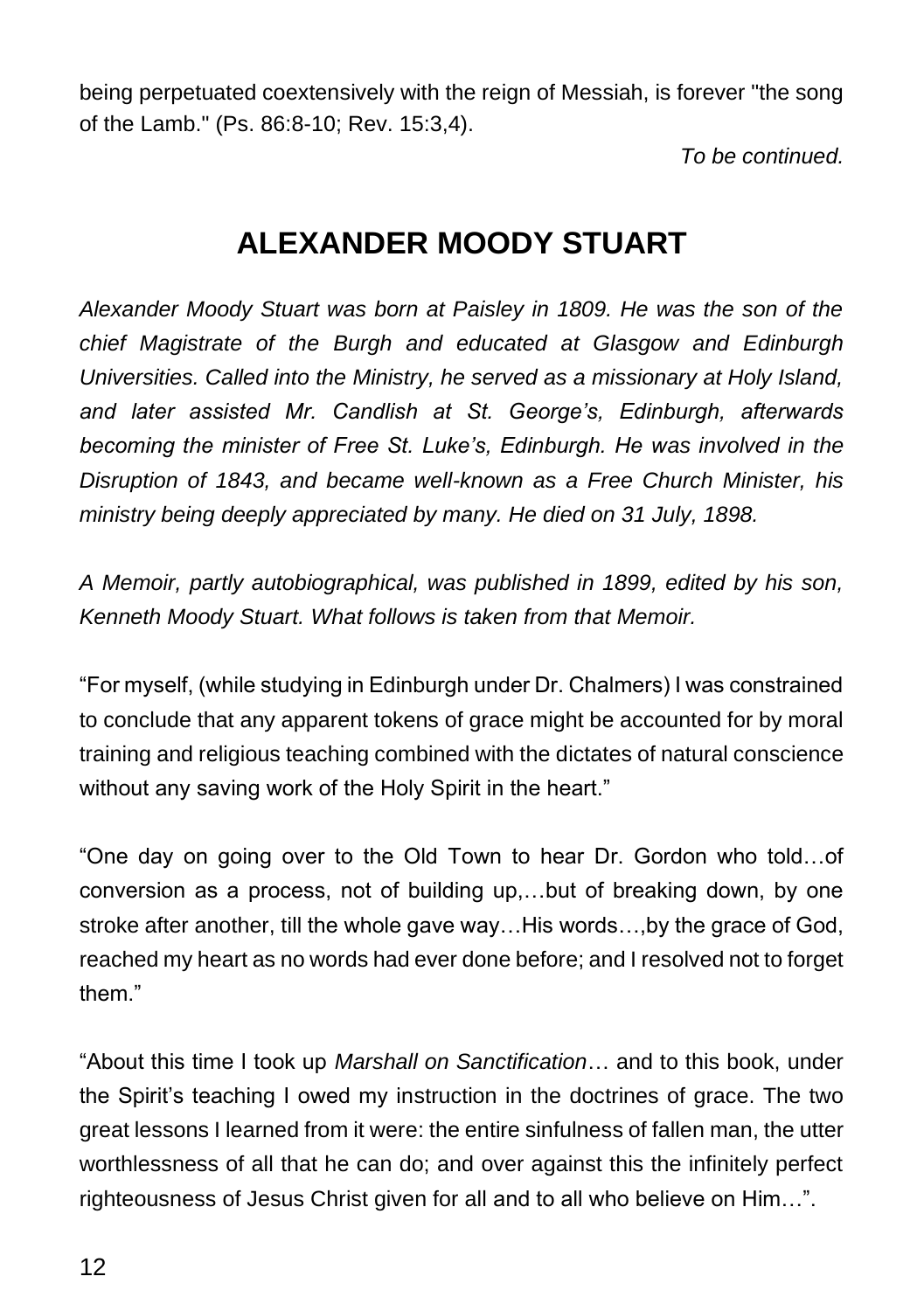being perpetuated coextensively with the reign of Messiah, is forever "the song of the Lamb." (Ps. 86:8-10; Rev. 15:3,4).

*To be continued.*

## ALEXANDER MOODY STUART

*Alexander Moody Stuart was born at Paisley in 1809. He was the son of the chief Magistrate of the Burgh and educated at Glasgow and Edinburgh Universities. Called into the Ministry, he served as a missionary at Holy Island, and later assisted Mr. Candlish at St. George's, Edinburgh, afterwards becoming the minister of Free St. Luke's, Edinburgh. He was involved in the Disruption of 1843, and became well-known as a Free Church Minister, his ministry being deeply appreciated by many. He died on 31 July, 1898.*

*A Memoir, partly autobiographical, was published in 1899, edited by his son, Kenneth Moody Stuart. What follows is taken from that Memoir.*

"For myself, (while studying in Edinburgh under Dr. Chalmers) I was constrained to conclude that any apparent tokens of grace might be accounted for by moral training and religious teaching combined with the dictates of natural conscience without any saving work of the Holy Spirit in the heart."

"One day on going over to the Old Town to hear Dr. Gordon who told…of conversion as a process, not of building up,…but of breaking down, by one stroke after another, till the whole gave way…His words…,by the grace of God, reached my heart as no words had ever done before; and I resolved not to forget them."

"About this time I took up *Marshall on Sanctification*… and to this book, under the Spirit's teaching I owed my instruction in the doctrines of grace. The two great lessons I learned from it were: the entire sinfulness of fallen man, the utter worthlessness of all that he can do; and over against this the infinitely perfect righteousness of Jesus Christ given for all and to all who believe on Him…".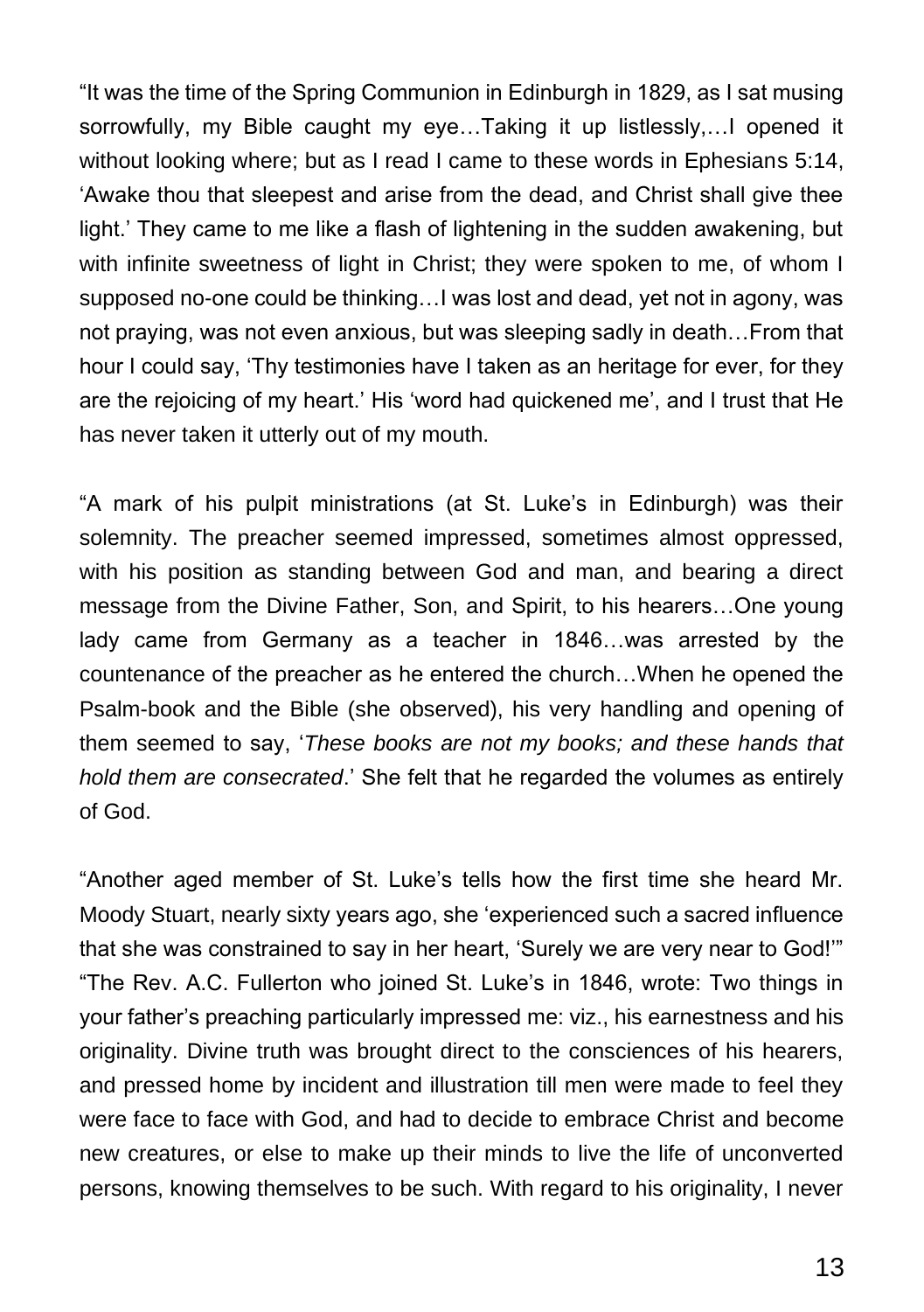"It was the time of the Spring Communion in Edinburgh in 1829, as I sat musing sorrowfully, my Bible caught my eye…Taking it up listlessly,…I opened it without looking where; but as I read I came to these words in Ephesians 5:14, 'Awake thou that sleepest and arise from the dead, and Christ shall give thee light.' They came to me like a flash of lightening in the sudden awakening, but with infinite sweetness of light in Christ; they were spoken to me, of whom I supposed no-one could be thinking…I was lost and dead, yet not in agony, was not praying, was not even anxious, but was sleeping sadly in death…From that hour I could say, 'Thy testimonies have I taken as an heritage for ever, for they are the rejoicing of my heart.' His 'word had quickened me', and I trust that He has never taken it utterly out of my mouth.

"A mark of his pulpit ministrations (at St. Luke's in Edinburgh) was their solemnity. The preacher seemed impressed, sometimes almost oppressed, with his position as standing between God and man, and bearing a direct message from the Divine Father, Son, and Spirit, to his hearers…One young lady came from Germany as a teacher in 1846…was arrested by the countenance of the preacher as he entered the church…When he opened the Psalm-book and the Bible (she observed), his very handling and opening of them seemed to say, '*These books are not my books; and these hands that hold them are consecrated*.' She felt that he regarded the volumes as entirely of God.

"Another aged member of St. Luke's tells how the first time she heard Mr. Moody Stuart, nearly sixty years ago, she 'experienced such a sacred influence that she was constrained to say in her heart, 'Surely we are very near to God!'"
"The Rev. A.C. Fullerton who joined St. Luke's in 1846, wrote: Two things in your father's preaching particularly impressed me: viz., his earnestness and his originality. Divine truth was brought direct to the consciences of his hearers, and pressed home by incident and illustration till men were made to feel they were face to face with God, and had to decide to embrace Christ and become new creatures, or else to make up their minds to live the life of unconverted persons, knowing themselves to be such. With regard to his originality, I never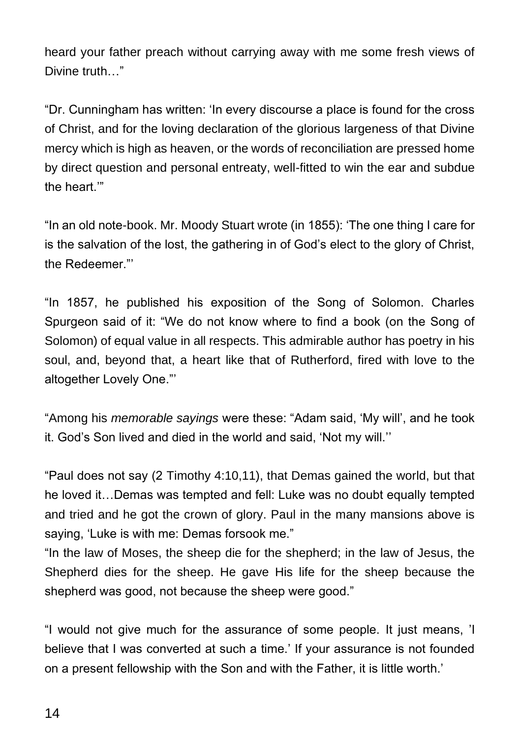heard your father preach without carrying away with me some fresh views of Divine truth…"

"Dr. Cunningham has written: 'In every discourse a place is found for the cross of Christ, and for the loving declaration of the glorious largeness of that Divine mercy which is high as heaven, or the words of reconciliation are pressed home by direct question and personal entreaty, well-fitted to win the ear and subdue the heart.'"

"In an old note-book. Mr. Moody Stuart wrote (in 1855): 'The one thing I care for is the salvation of the lost, the gathering in of God's elect to the glory of Christ, the Redeemer."'

"In 1857, he published his exposition of the Song of Solomon. Charles Spurgeon said of it: "We do not know where to find a book (on the Song of Solomon) of equal value in all respects. This admirable author has poetry in his soul, and, beyond that, a heart like that of Rutherford, fired with love to the altogether Lovely One."'

"Among his *memorable sayings* were these: "Adam said, 'My will', and he took it. God's Son lived and died in the world and said, 'Not my will.''

"Paul does not say (2 Timothy 4:10,11), that Demas gained the world, but that he loved it…Demas was tempted and fell: Luke was no doubt equally tempted and tried and he got the crown of glory. Paul in the many mansions above is saying, 'Luke is with me: Demas forsook me."

"In the law of Moses, the sheep die for the shepherd; in the law of Jesus, the Shepherd dies for the sheep. He gave His life for the sheep because the shepherd was good, not because the sheep were good."

"I would not give much for the assurance of some people. It just means, 'I believe that I was converted at such a time.' If your assurance is not founded on a present fellowship with the Son and with the Father, it is little worth.'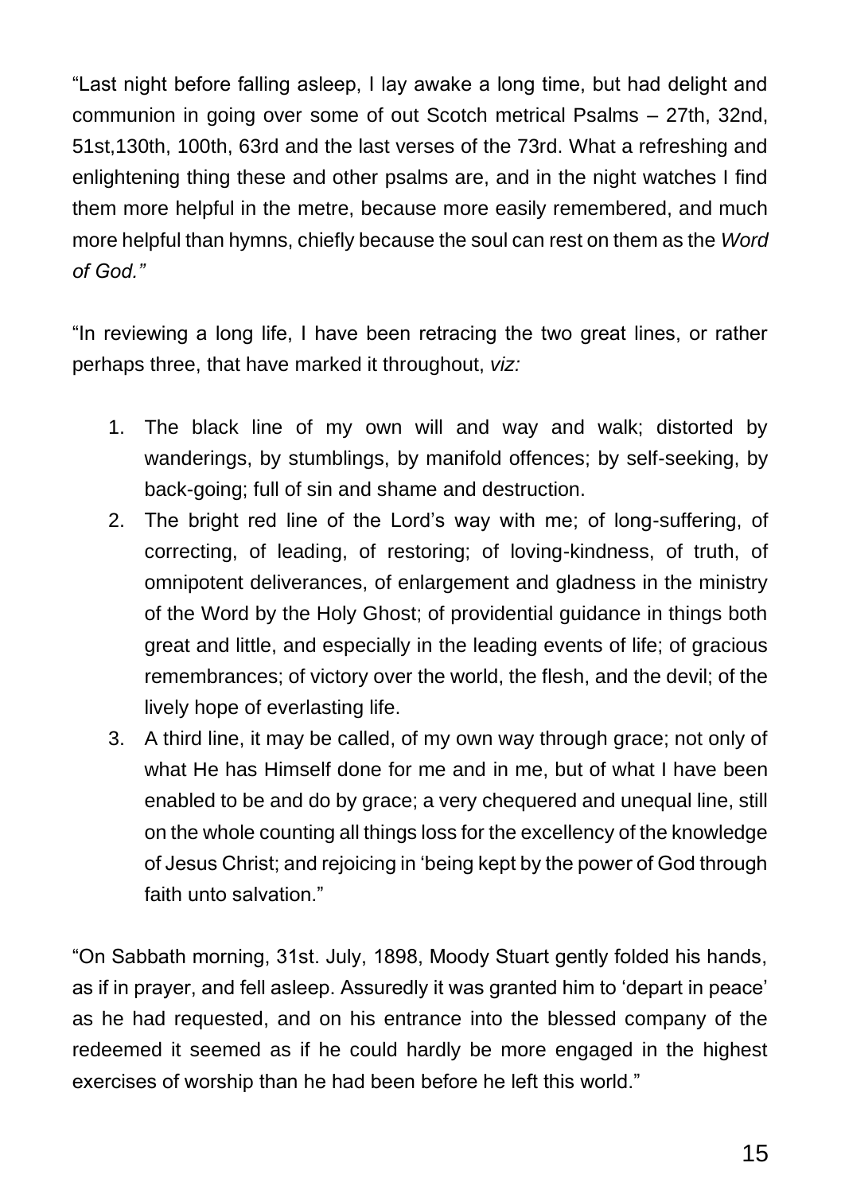"Last night before falling asleep, I lay awake a long time, but had delight and communion in going over some of out Scotch metrical Psalms – 27th, 32nd, 51st,130th, 100th, 63rd and the last verses of the 73rd. What a refreshing and enlightening thing these and other psalms are, and in the night watches I find them more helpful in the metre, because more easily remembered, and much more helpful than hymns, chiefly because the soul can rest on them as the *Word of God."*

"In reviewing a long life, I have been retracing the two great lines, or rather perhaps three, that have marked it throughout, *viz:*

1. The black line of my own will and way and walk; distorted by wanderings, by stumblings, by manifold offences; by self-seeking, by back-going; full of sin and shame and destruction.
2. The bright red line of the Lord's way with me; of long-suffering, of correcting, of leading, of restoring; of loving-kindness, of truth, of omnipotent deliverances, of enlargement and gladness in the ministry of the Word by the Holy Ghost; of providential guidance in things both great and little, and especially in the leading events of life; of gracious remembrances; of victory over the world, the flesh, and the devil; of the lively hope of everlasting life.
3. A third line, it may be called, of my own way through grace; not only of what He has Himself done for me and in me, but of what I have been enabled to be and do by grace; a very chequered and unequal line, still on the whole counting all things loss for the excellency of the knowledge of Jesus Christ; and rejoicing in 'being kept by the power of God through faith unto salvation."

"On Sabbath morning, 31st. July, 1898, Moody Stuart gently folded his hands, as if in prayer, and fell asleep. Assuredly it was granted him to 'depart in peace' as he had requested, and on his entrance into the blessed company of the redeemed it seemed as if he could hardly be more engaged in the highest exercises of worship than he had been before he left this world."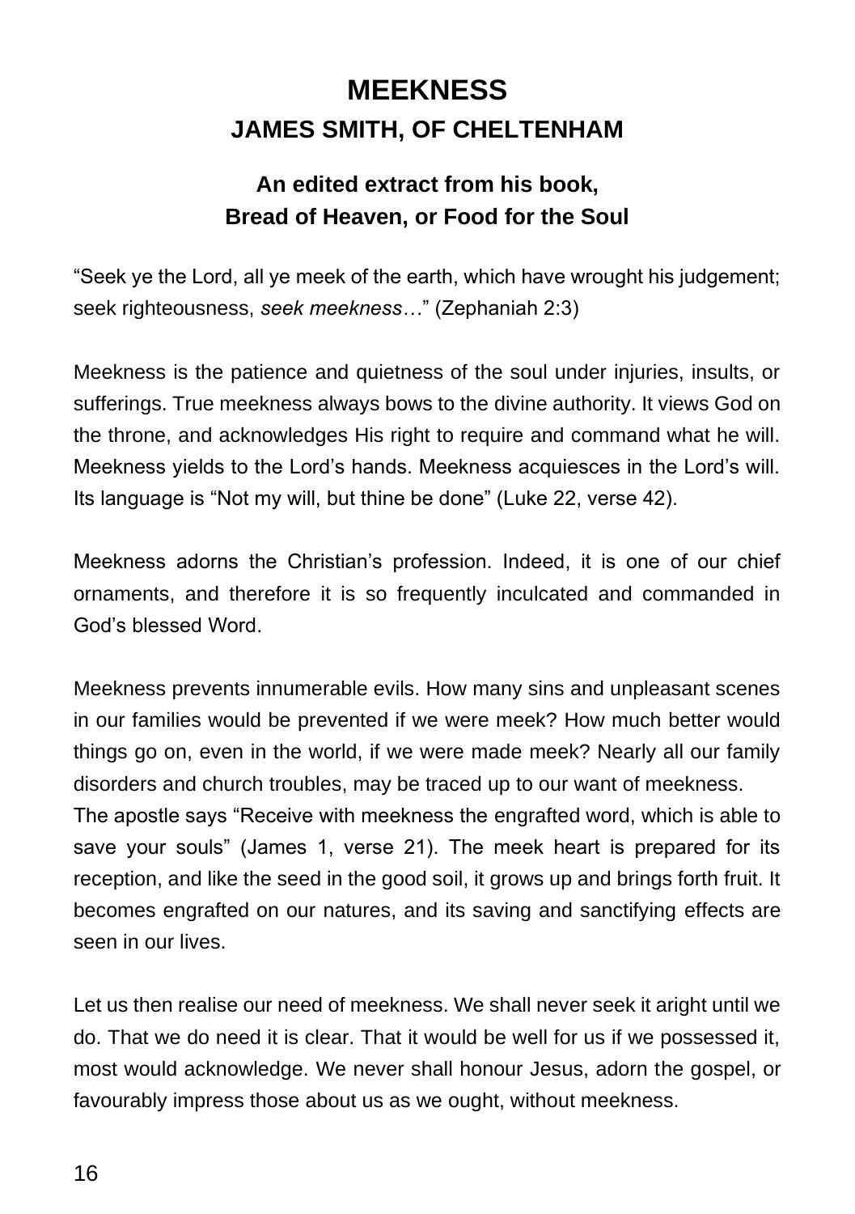# MEEKNESS

## JAMES SMITH, OF CHELTENHAM

### An edited extract from his book, Bread of Heaven, or Food for the Soul

"Seek ye the Lord, all ye meek of the earth, which have wrought his judgement; seek righteousness, *seek meekness*…" (Zephaniah 2:3)

Meekness is the patience and quietness of the soul under injuries, insults, or sufferings. True meekness always bows to the divine authority. It views God on the throne, and acknowledges His right to require and command what he will. Meekness yields to the Lord's hands. Meekness acquiesces in the Lord's will. Its language is "Not my will, but thine be done" (Luke 22, verse 42).

Meekness adorns the Christian's profession. Indeed, it is one of our chief ornaments, and therefore it is so frequently inculcated and commanded in God's blessed Word.

Meekness prevents innumerable evils. How many sins and unpleasant scenes in our families would be prevented if we were meek? How much better would things go on, even in the world, if we were made meek? Nearly all our family disorders and church troubles, may be traced up to our want of meekness.
The apostle says "Receive with meekness the engrafted word, which is able to save your souls" (James 1, verse 21). The meek heart is prepared for its reception, and like the seed in the good soil, it grows up and brings forth fruit. It becomes engrafted on our natures, and its saving and sanctifying effects are seen in our lives.

Let us then realise our need of meekness. We shall never seek it aright until we do. That we do need it is clear. That it would be well for us if we possessed it, most would acknowledge. We never shall honour Jesus, adorn the gospel, or favourably impress those about us as we ought, without meekness.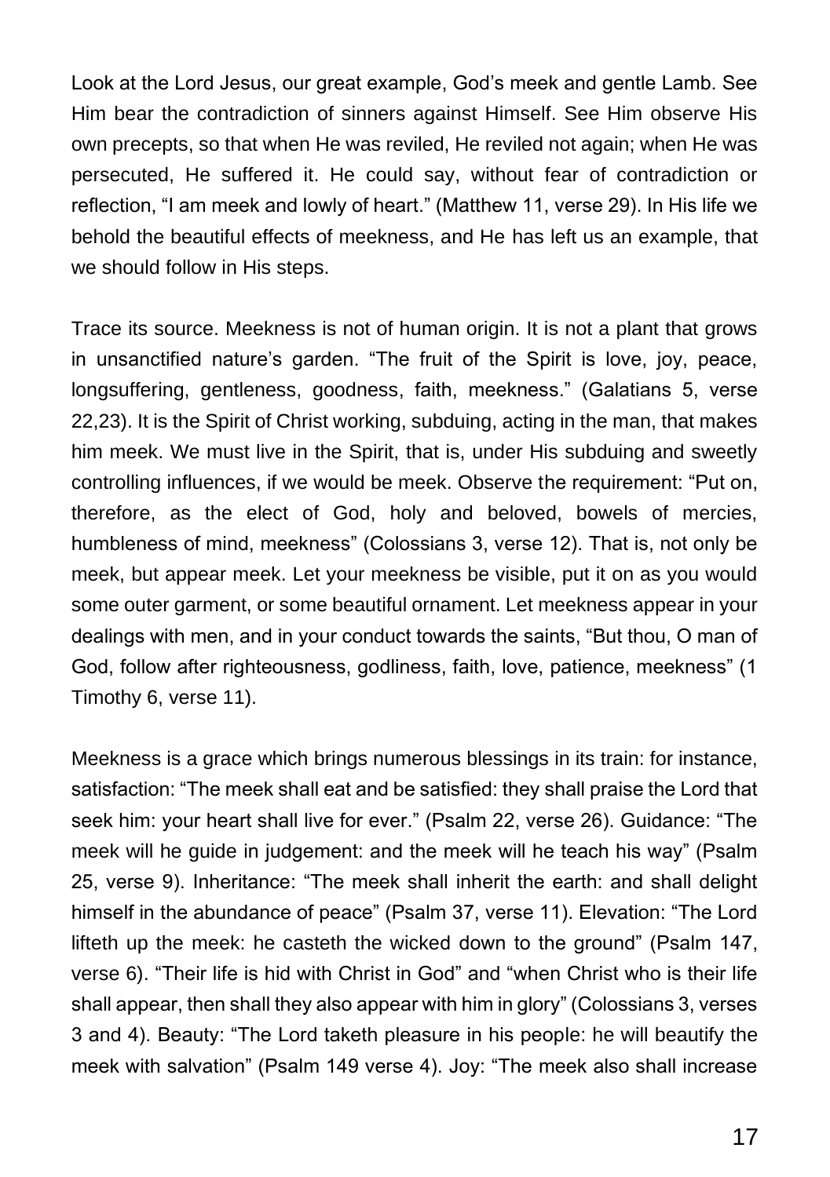Look at the Lord Jesus, our great example, God's meek and gentle Lamb. See Him bear the contradiction of sinners against Himself. See Him observe His own precepts, so that when He was reviled, He reviled not again; when He was persecuted, He suffered it. He could say, without fear of contradiction or reflection, "I am meek and lowly of heart." (Matthew 11, verse 29). In His life we behold the beautiful effects of meekness, and He has left us an example, that we should follow in His steps.

Trace its source. Meekness is not of human origin. It is not a plant that grows in unsanctified nature's garden. "The fruit of the Spirit is love, joy, peace, longsuffering, gentleness, goodness, faith, meekness." (Galatians 5, verse 22,23). It is the Spirit of Christ working, subduing, acting in the man, that makes him meek. We must live in the Spirit, that is, under His subduing and sweetly controlling influences, if we would be meek. Observe the requirement: "Put on, therefore, as the elect of God, holy and beloved, bowels of mercies, humbleness of mind, meekness" (Colossians 3, verse 12). That is, not only be meek, but appear meek. Let your meekness be visible, put it on as you would some outer garment, or some beautiful ornament. Let meekness appear in your dealings with men, and in your conduct towards the saints, "But thou, O man of God, follow after righteousness, godliness, faith, love, patience, meekness" (1 Timothy 6, verse 11).

Meekness is a grace which brings numerous blessings in its train: for instance, satisfaction: "The meek shall eat and be satisfied: they shall praise the Lord that seek him: your heart shall live for ever." (Psalm 22, verse 26). Guidance: "The meek will he guide in judgement: and the meek will he teach his way" (Psalm 25, verse 9). Inheritance: "The meek shall inherit the earth: and shall delight himself in the abundance of peace" (Psalm 37, verse 11). Elevation: "The Lord lifteth up the meek: he casteth the wicked down to the ground" (Psalm 147, verse 6). "Their life is hid with Christ in God" and "when Christ who is their life shall appear, then shall they also appear with him in glory" (Colossians 3, verses 3 and 4). Beauty: "The Lord taketh pleasure in his people: he will beautify the meek with salvation" (Psalm 149 verse 4). Joy: "The meek also shall increase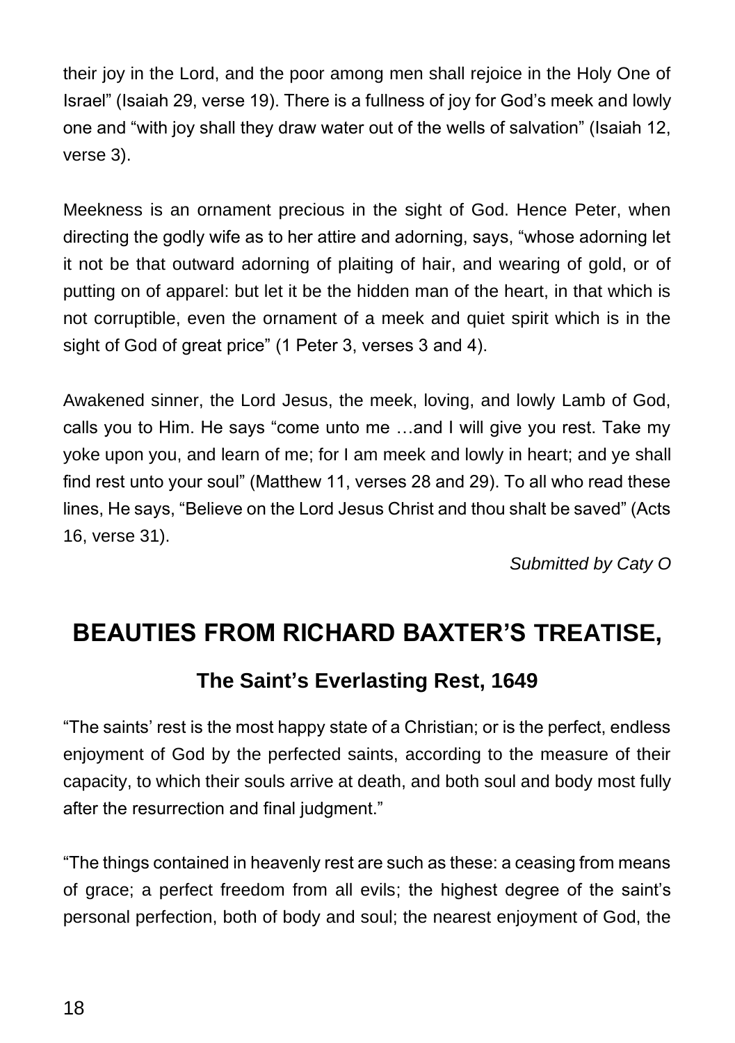their joy in the Lord, and the poor among men shall rejoice in the Holy One of Israel" (Isaiah 29, verse 19). There is a fullness of joy for God's meek and lowly one and "with joy shall they draw water out of the wells of salvation" (Isaiah 12, verse 3).

Meekness is an ornament precious in the sight of God. Hence Peter, when directing the godly wife as to her attire and adorning, says, "whose adorning let it not be that outward adorning of plaiting of hair, and wearing of gold, or of putting on of apparel: but let it be the hidden man of the heart, in that which is not corruptible, even the ornament of a meek and quiet spirit which is in the sight of God of great price" (1 Peter 3, verses 3 and 4).

Awakened sinner, the Lord Jesus, the meek, loving, and lowly Lamb of God, calls you to Him. He says "come unto me …and I will give you rest. Take my yoke upon you, and learn of me; for I am meek and lowly in heart; and ye shall find rest unto your soul" (Matthew 11, verses 28 and 29). To all who read these lines, He says, "Believe on the Lord Jesus Christ and thou shalt be saved" (Acts 16, verse 31).

*Submitted by Caty O*

## BEAUTIES FROM RICHARD BAXTER'S TREATISE,

### The Saint's Everlasting Rest, 1649

"The saints' rest is the most happy state of a Christian; or is the perfect, endless enjoyment of God by the perfected saints, according to the measure of their capacity, to which their souls arrive at death, and both soul and body most fully after the resurrection and final judgment."

"The things contained in heavenly rest are such as these: a ceasing from means of grace; a perfect freedom from all evils; the highest degree of the saint's personal perfection, both of body and soul; the nearest enjoyment of God, the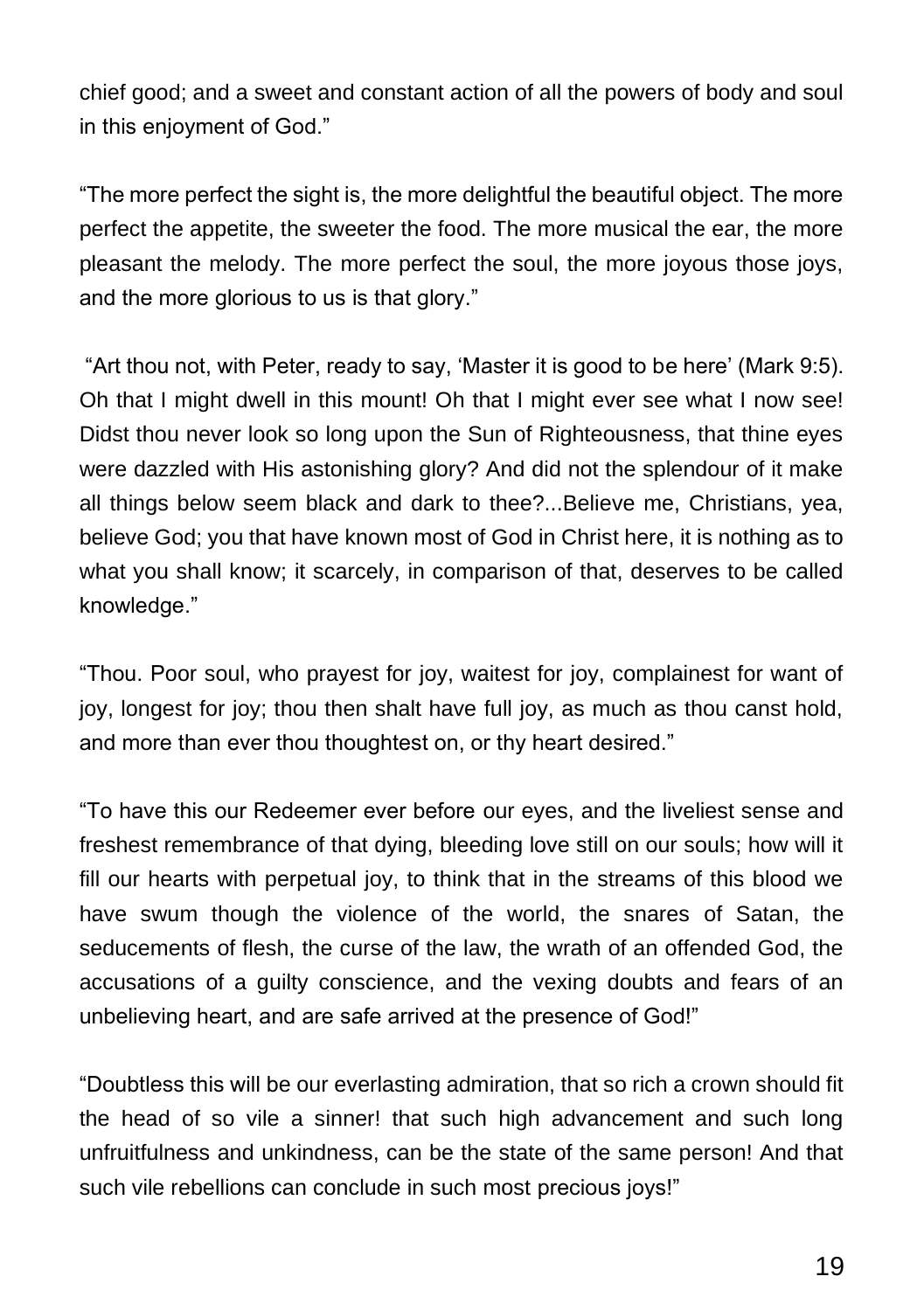chief good; and a sweet and constant action of all the powers of body and soul in this enjoyment of God."

"The more perfect the sight is, the more delightful the beautiful object. The more perfect the appetite, the sweeter the food. The more musical the ear, the more pleasant the melody. The more perfect the soul, the more joyous those joys, and the more glorious to us is that glory."

"Art thou not, with Peter, ready to say, 'Master it is good to be here' (Mark 9:5). Oh that I might dwell in this mount! Oh that I might ever see what I now see! Didst thou never look so long upon the Sun of Righteousness, that thine eyes were dazzled with His astonishing glory? And did not the splendour of it make all things below seem black and dark to thee?...Believe me, Christians, yea, believe God; you that have known most of God in Christ here, it is nothing as to what you shall know; it scarcely, in comparison of that, deserves to be called knowledge."

"Thou. Poor soul, who prayest for joy, waitest for joy, complainest for want of joy, longest for joy; thou then shalt have full joy, as much as thou canst hold, and more than ever thou thoughtest on, or thy heart desired."

"To have this our Redeemer ever before our eyes, and the liveliest sense and freshest remembrance of that dying, bleeding love still on our souls; how will it fill our hearts with perpetual joy, to think that in the streams of this blood we have swum though the violence of the world, the snares of Satan, the seducements of flesh, the curse of the law, the wrath of an offended God, the accusations of a guilty conscience, and the vexing doubts and fears of an unbelieving heart, and are safe arrived at the presence of God!"

"Doubtless this will be our everlasting admiration, that so rich a crown should fit the head of so vile a sinner! that such high advancement and such long unfruitfulness and unkindness, can be the state of the same person! And that such vile rebellions can conclude in such most precious joys!"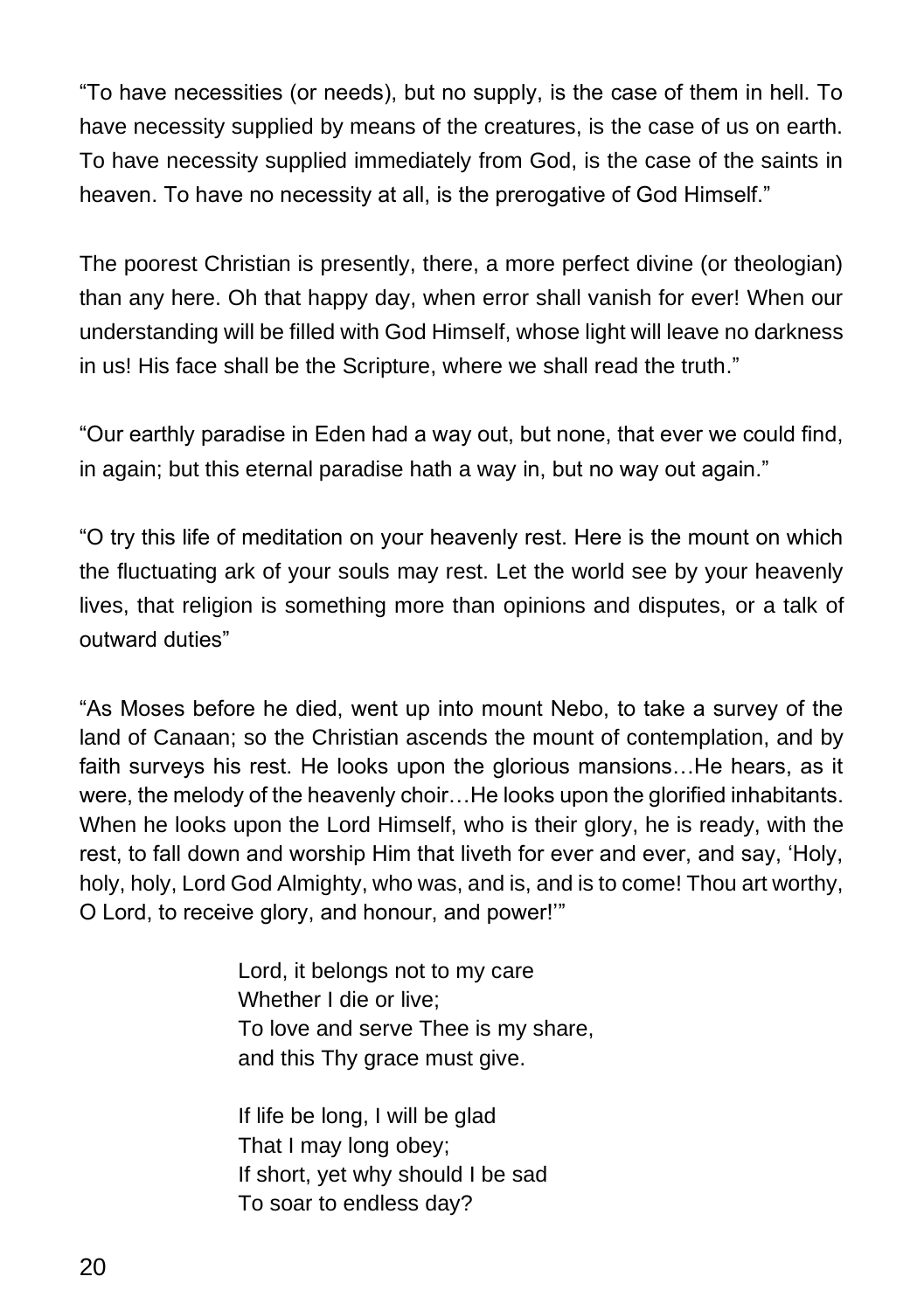"To have necessities (or needs), but no supply, is the case of them in hell. To have necessity supplied by means of the creatures, is the case of us on earth. To have necessity supplied immediately from God, is the case of the saints in heaven. To have no necessity at all, is the prerogative of God Himself."

The poorest Christian is presently, there, a more perfect divine (or theologian) than any here. Oh that happy day, when error shall vanish for ever! When our understanding will be filled with God Himself, whose light will leave no darkness in us! His face shall be the Scripture, where we shall read the truth."

"Our earthly paradise in Eden had a way out, but none, that ever we could find, in again; but this eternal paradise hath a way in, but no way out again."

"O try this life of meditation on your heavenly rest. Here is the mount on which the fluctuating ark of your souls may rest. Let the world see by your heavenly lives, that religion is something more than opinions and disputes, or a talk of outward duties"

"As Moses before he died, went up into mount Nebo, to take a survey of the land of Canaan; so the Christian ascends the mount of contemplation, and by faith surveys his rest. He looks upon the glorious mansions…He hears, as it were, the melody of the heavenly choir…He looks upon the glorified inhabitants. When he looks upon the Lord Himself, who is their glory, he is ready, with the rest, to fall down and worship Him that liveth for ever and ever, and say, 'Holy, holy, holy, Lord God Almighty, who was, and is, and is to come! Thou art worthy, O Lord, to receive glory, and honour, and power!'"

Lord, it belongs not to my care  
Whether I die or live;  
To love and serve Thee is my share,  
and this Thy grace must give.

If life be long, I will be glad  
That I may long obey;  
If short, yet why should I be sad  
To soar to endless day?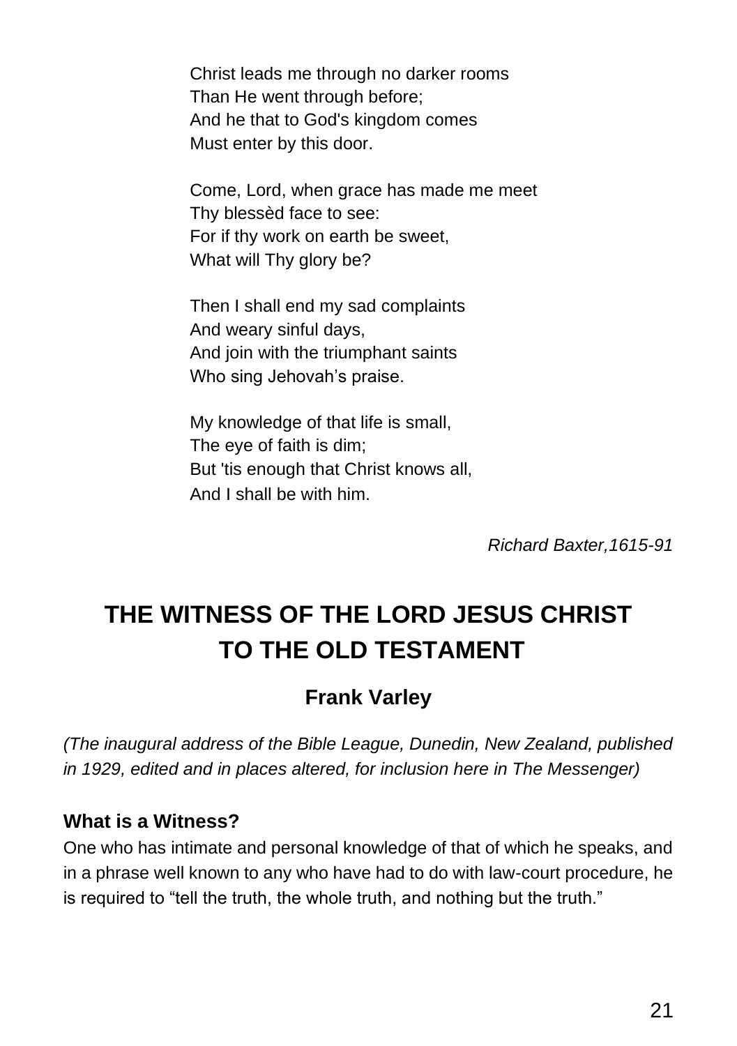Christ leads me through no darker rooms
Than He went through before;
And he that to God's kingdom comes
Must enter by this door.

Come, Lord, when grace has made me meet
Thy blessèd face to see:
For if thy work on earth be sweet,
What will Thy glory be?

Then I shall end my sad complaints
And weary sinful days,
And join with the triumphant saints
Who sing Jehovah's praise.

My knowledge of that life is small,
The eye of faith is dim;
But 'tis enough that Christ knows all,
And I shall be with him.

*Richard Baxter,1615-91*

# THE WITNESS OF THE LORD JESUS CHRIST TO THE OLD TESTAMENT

## Frank Varley

*(The inaugural address of the Bible League, Dunedin, New Zealand, published in 1929, edited and in places altered, for inclusion here in The Messenger)*

### What is a Witness?

One who has intimate and personal knowledge of that of which he speaks, and in a phrase well known to any who have had to do with law-court procedure, he is required to "tell the truth, the whole truth, and nothing but the truth."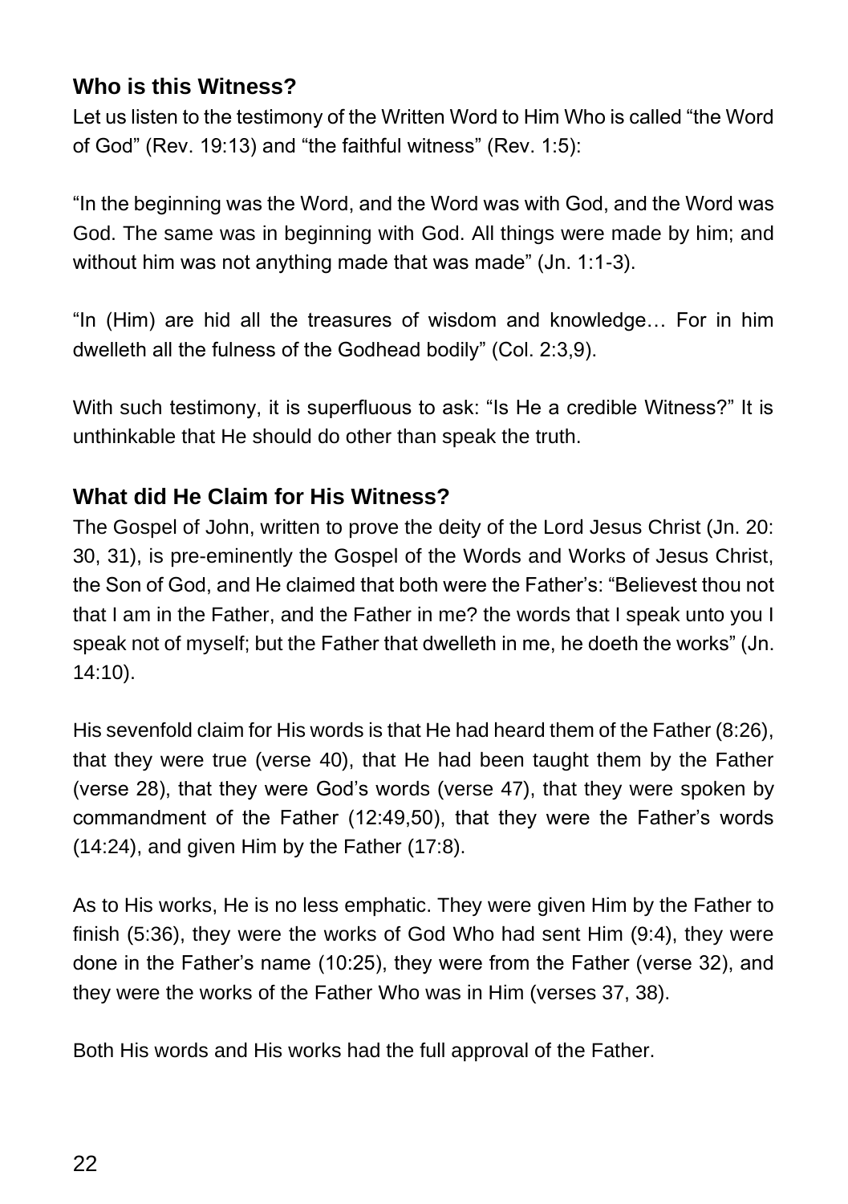### Who is this Witness?

Let us listen to the testimony of the Written Word to Him Who is called "the Word of God" (Rev. 19:13) and "the faithful witness" (Rev. 1:5):

"In the beginning was the Word, and the Word was with God, and the Word was God. The same was in beginning with God. All things were made by him; and without him was not anything made that was made" (Jn. 1:1-3).

"In (Him) are hid all the treasures of wisdom and knowledge… For in him dwelleth all the fulness of the Godhead bodily" (Col. 2:3,9).

With such testimony, it is superfluous to ask: "Is He a credible Witness?" It is unthinkable that He should do other than speak the truth.

### What did He Claim for His Witness?

The Gospel of John, written to prove the deity of the Lord Jesus Christ (Jn. 20: 30, 31), is pre-eminently the Gospel of the Words and Works of Jesus Christ, the Son of God, and He claimed that both were the Father's: "Believest thou not that I am in the Father, and the Father in me? the words that I speak unto you I speak not of myself; but the Father that dwelleth in me, he doeth the works" (Jn. 14:10).

His sevenfold claim for His words is that He had heard them of the Father (8:26), that they were true (verse 40), that He had been taught them by the Father (verse 28), that they were God's words (verse 47), that they were spoken by commandment of the Father (12:49,50), that they were the Father's words (14:24), and given Him by the Father (17:8).

As to His works, He is no less emphatic. They were given Him by the Father to finish (5:36), they were the works of God Who had sent Him (9:4), they were done in the Father's name (10:25), they were from the Father (verse 32), and they were the works of the Father Who was in Him (verses 37, 38).

Both His words and His works had the full approval of the Father.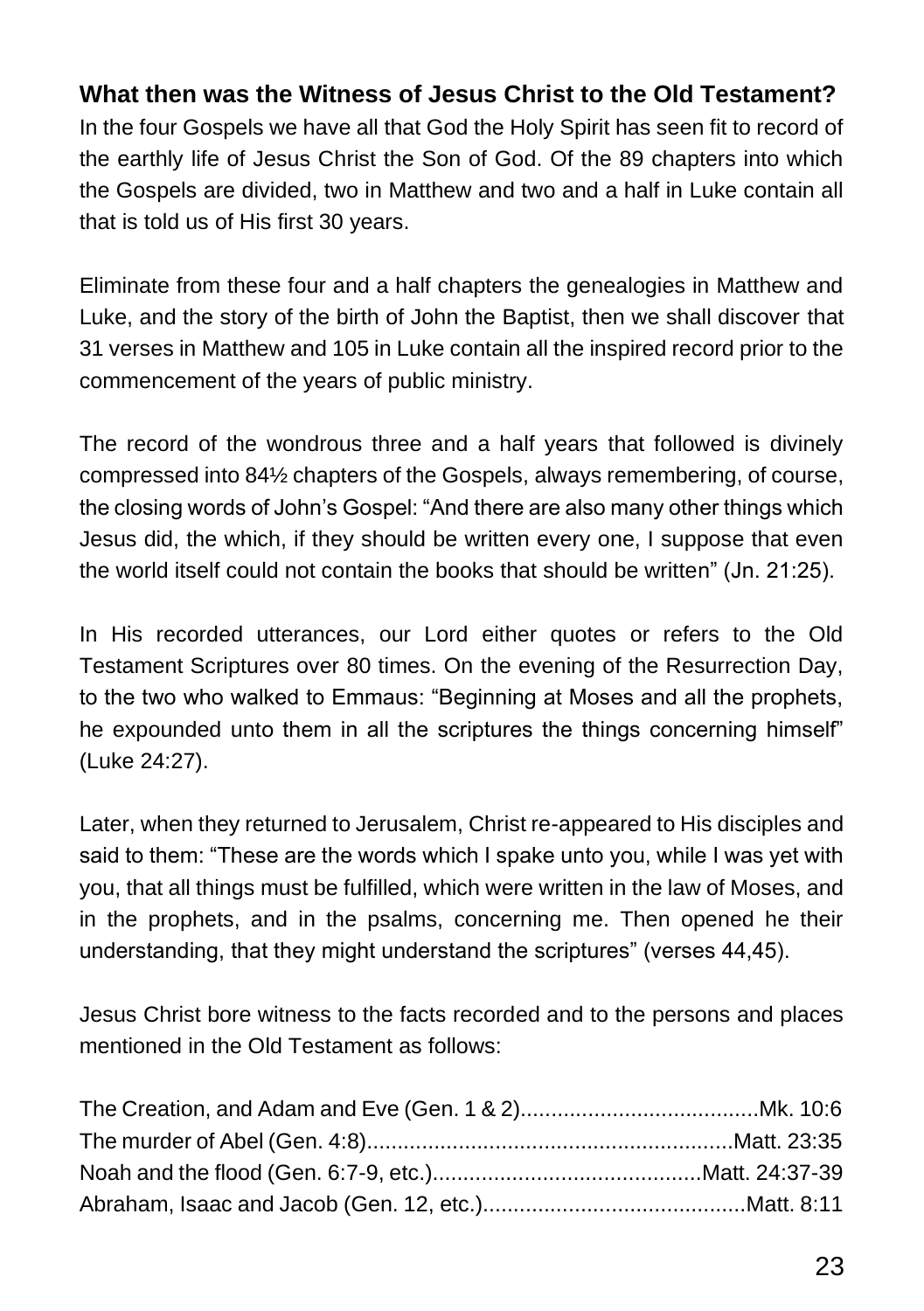**What then was the Witness of Jesus Christ to the Old Testament?**

In the four Gospels we have all that God the Holy Spirit has seen fit to record of the earthly life of Jesus Christ the Son of God. Of the 89 chapters into which the Gospels are divided, two in Matthew and two and a half in Luke contain all that is told us of His first 30 years.

Eliminate from these four and a half chapters the genealogies in Matthew and Luke, and the story of the birth of John the Baptist, then we shall discover that 31 verses in Matthew and 105 in Luke contain all the inspired record prior to the commencement of the years of public ministry.

The record of the wondrous three and a half years that followed is divinely compressed into 84½ chapters of the Gospels, always remembering, of course, the closing words of John's Gospel: "And there are also many other things which Jesus did, the which, if they should be written every one, I suppose that even the world itself could not contain the books that should be written" (Jn. 21:25).

In His recorded utterances, our Lord either quotes or refers to the Old Testament Scriptures over 80 times. On the evening of the Resurrection Day, to the two who walked to Emmaus: "Beginning at Moses and all the prophets, he expounded unto them in all the scriptures the things concerning himself" (Luke 24:27).

Later, when they returned to Jerusalem, Christ re-appeared to His disciples and said to them: "These are the words which I spake unto you, while I was yet with you, that all things must be fulfilled, which were written in the law of Moses, and in the prophets, and in the psalms, concerning me. Then opened he their understanding, that they might understand the scriptures" (verses 44,45).

Jesus Christ bore witness to the facts recorded and to the persons and places mentioned in the Old Testament as follows:

The Creation, and Adam and Eve (Gen. 1 & 2)......................................Mk. 10:6
The murder of Abel (Gen. 4:8)..........................................................Matt. 23:35
Noah and the flood (Gen. 6:7-9, etc.)...........................................Matt. 24:37-39
Abraham, Isaac and Jacob (Gen. 12, etc.)..........................................Matt. 8:11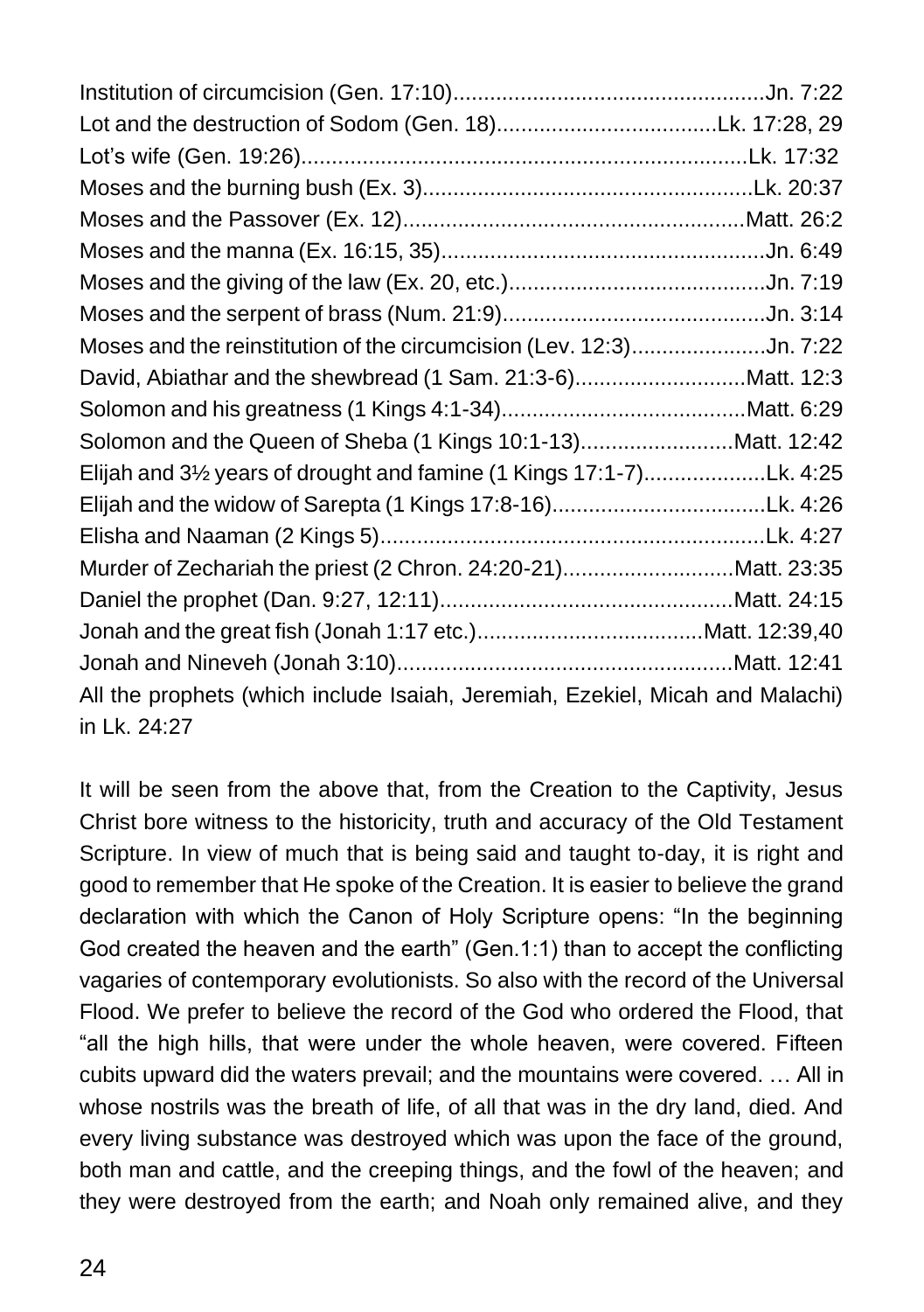Institution of circumcision (Gen. 17:10)..................................................Jn. 7:22
Lot and the destruction of Sodom (Gen. 18)...................................Lk. 17:28, 29
Lot's wife (Gen. 19:26)........................................................................Lk. 17:32
Moses and the burning bush (Ex. 3)......................................................Lk. 20:37
Moses and the Passover (Ex. 12).......................................................Matt. 26:2
Moses and the manna (Ex. 16:15, 35).....................................................Jn. 6:49
Moses and the giving of the law (Ex. 20, etc.)..........................................Jn. 7:19
Moses and the serpent of brass (Num. 21:9)...........................................Jn. 3:14
Moses and the reinstitution of the circumcision (Lev. 12:3)......................Jn. 7:22
David, Abiathar and the shewbread (1 Sam. 21:3-6)...........................Matt. 12:3
Solomon and his greatness (1 Kings 4:1-34).......................................Matt. 6:29
Solomon and the Queen of Sheba (1 Kings 10:1-13)........................Matt. 12:42
Elijah and 3½ years of drought and famine (1 Kings 17:1-7)...................Lk. 4:25
Elijah and the widow of Sarepta (1 Kings 17:8-16)..................................Lk. 4:26
Elisha and Naaman (2 Kings 5)..............................................................Lk. 4:27
Murder of Zechariah the priest (2 Chron. 24:20-21)...........................Matt. 23:35
Daniel the prophet (Dan. 9:27, 12:11)...............................................Matt. 24:15
Jonah and the great fish (Jonah 1:17 etc.)....................................Matt. 12:39,40
Jonah and Nineveh (Jonah 3:10).....................................................Matt. 12:41
All the prophets (which include Isaiah, Jeremiah, Ezekiel, Micah and Malachi) in Lk. 24:27

It will be seen from the above that, from the Creation to the Captivity, Jesus Christ bore witness to the historicity, truth and accuracy of the Old Testament Scripture. In view of much that is being said and taught to-day, it is right and good to remember that He spoke of the Creation. It is easier to believe the grand declaration with which the Canon of Holy Scripture opens: "In the beginning God created the heaven and the earth" (Gen.1:1) than to accept the conflicting vagaries of contemporary evolutionists. So also with the record of the Universal Flood. We prefer to believe the record of the God who ordered the Flood, that "all the high hills, that were under the whole heaven, were covered. Fifteen cubits upward did the waters prevail; and the mountains were covered. … All in whose nostrils was the breath of life, of all that was in the dry land, died. And every living substance was destroyed which was upon the face of the ground, both man and cattle, and the creeping things, and the fowl of the heaven; and they were destroyed from the earth; and Noah only remained alive, and they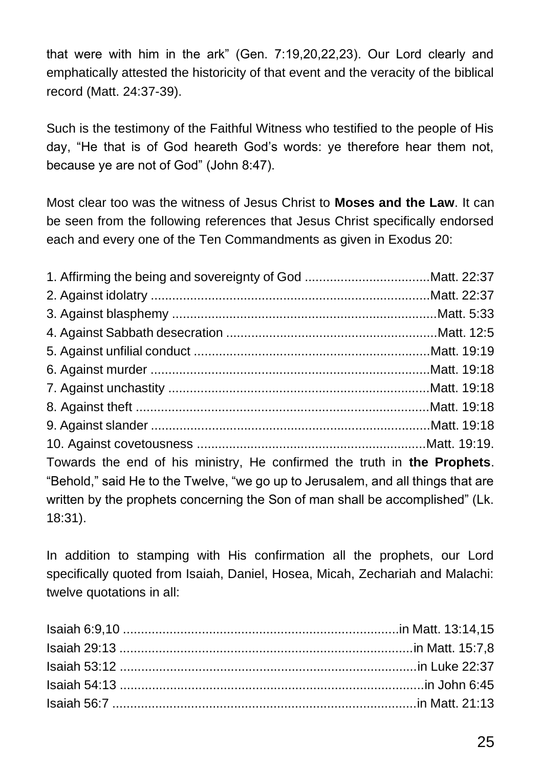that were with him in the ark" (Gen. 7:19,20,22,23). Our Lord clearly and emphatically attested the historicity of that event and the veracity of the biblical record (Matt. 24:37-39).

Such is the testimony of the Faithful Witness who testified to the people of His day, "He that is of God heareth God's words: ye therefore hear them not, because ye are not of God" (John 8:47).

Most clear too was the witness of Jesus Christ to **Moses and the Law**. It can be seen from the following references that Jesus Christ specifically endorsed each and every one of the Ten Commandments as given in Exodus 20:

1. Affirming the being and sovereignty of God ..................................Matt. 22:37
2. Against idolatry ............................................................................Matt. 22:37
3. Against blasphemy ........................................................................Matt. 5:33
4. Against Sabbath desecration ..........................................................Matt. 12:5
5. Against unfilial conduct .................................................................Matt. 19:19
6. Against murder ..............................................................................Matt. 19:18
7. Against unchastity .........................................................................Matt. 19:18
8. Against theft ..................................................................................Matt. 19:18
9. Against slander ..............................................................................Matt. 19:18
10. Against covetousness ..................................................................Matt. 19:19.

Towards the end of his ministry, He confirmed the truth in **the Prophets**. "Behold," said He to the Twelve, "we go up to Jerusalem, and all things that are written by the prophets concerning the Son of man shall be accomplished" (Lk. 18:31).

In addition to stamping with His confirmation all the prophets, our Lord specifically quoted from Isaiah, Daniel, Hosea, Micah, Zechariah and Malachi: twelve quotations in all:

Isaiah 6:9,10 ............................................................................in Matt. 13:14,15
Isaiah 29:13 ..................................................................................in Matt. 15:7,8
Isaiah 53:12 ..................................................................................in Luke 22:37
Isaiah 54:13 ....................................................................................in John 6:45
Isaiah 56:7 ....................................................................................in Matt. 21:13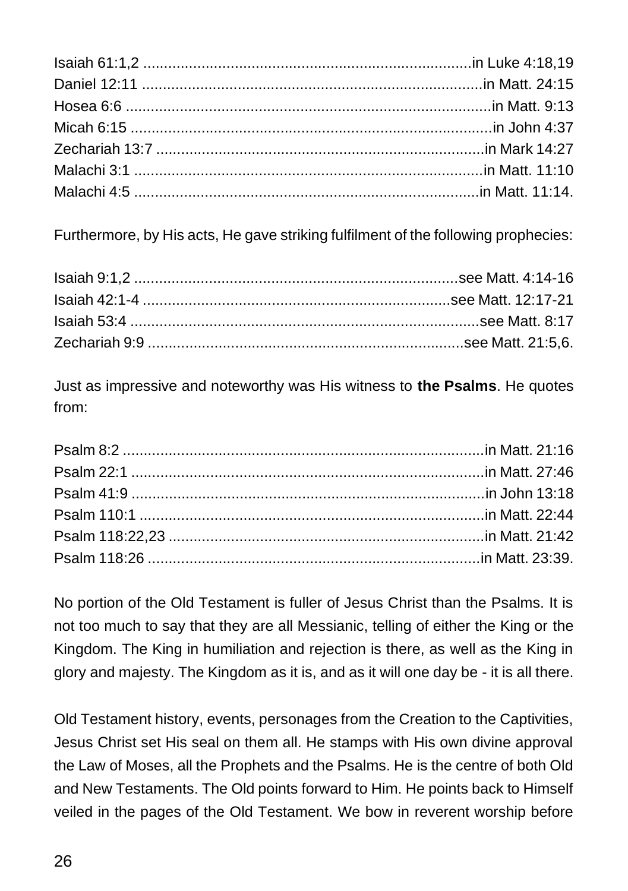Isaiah 61:1,2 ................................................................................in Luke 4:18,19  
Daniel 12:11 ................................................................................in Matt. 24:15  
Hosea 6:6 ................................................................................in Matt. 9:13  
Micah 6:15 ................................................................................in John 4:37  
Zechariah 13:7 ................................................................................in Mark 14:27  
Malachi 3:1 ................................................................................in Matt. 11:10  
Malachi 4:5 ................................................................................in Matt. 11:14.

Furthermore, by His acts, He gave striking fulfilment of the following prophecies:

Isaiah 9:1,2 ................................................................................see Matt. 4:14-16  
Isaiah 42:1-4 ................................................................................see Matt. 12:17-21  
Isaiah 53:4 ................................................................................see Matt. 8:17  
Zechariah 9:9 ................................................................................see Matt. 21:5,6.

Just as impressive and noteworthy was His witness to **the Psalms**. He quotes from:

Psalm 8:2 ................................................................................in Matt. 21:16  
Psalm 22:1 ................................................................................in Matt. 27:46  
Psalm 41:9 ................................................................................in John 13:18  
Psalm 110:1 ................................................................................in Matt. 22:44  
Psalm 118:22,23 ................................................................................in Matt. 21:42  
Psalm 118:26 ................................................................................in Matt. 23:39.

No portion of the Old Testament is fuller of Jesus Christ than the Psalms. It is not too much to say that they are all Messianic, telling of either the King or the Kingdom. The King in humiliation and rejection is there, as well as the King in glory and majesty. The Kingdom as it is, and as it will one day be - it is all there.

Old Testament history, events, personages from the Creation to the Captivities, Jesus Christ set His seal on them all. He stamps with His own divine approval the Law of Moses, all the Prophets and the Psalms. He is the centre of both Old and New Testaments. The Old points forward to Him. He points back to Himself veiled in the pages of the Old Testament. We bow in reverent worship before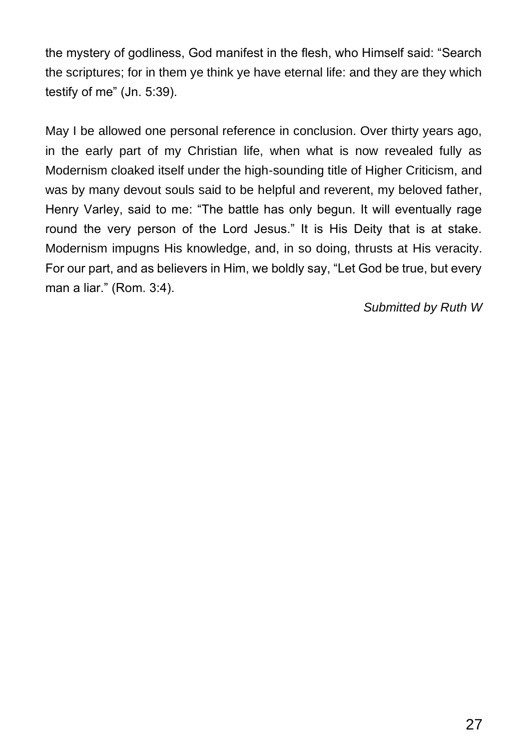the mystery of godliness, God manifest in the flesh, who Himself said: "Search the scriptures; for in them ye think ye have eternal life: and they are they which testify of me" (Jn. 5:39).

May I be allowed one personal reference in conclusion. Over thirty years ago, in the early part of my Christian life, when what is now revealed fully as Modernism cloaked itself under the high-sounding title of Higher Criticism, and was by many devout souls said to be helpful and reverent, my beloved father, Henry Varley, said to me: "The battle has only begun. It will eventually rage round the very person of the Lord Jesus." It is His Deity that is at stake. Modernism impugns His knowledge, and, in so doing, thrusts at His veracity. For our part, and as believers in Him, we boldly say, "Let God be true, but every man a liar." (Rom. 3:4).

*Submitted by Ruth W*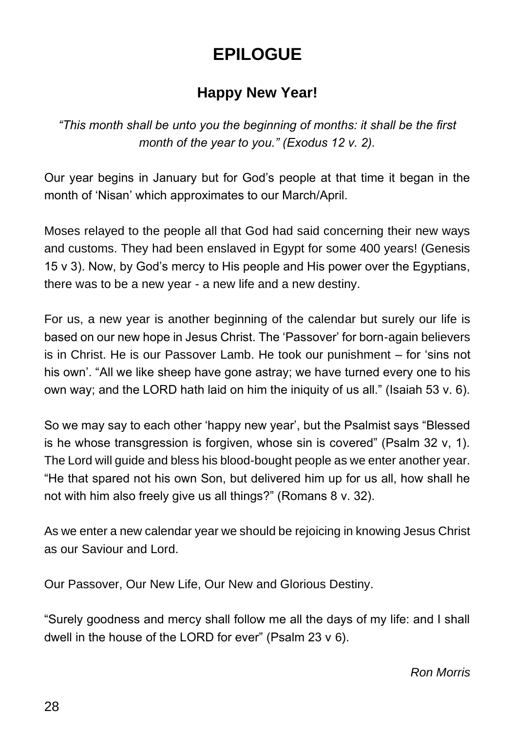# EPILOGUE

## Happy New Year!

*“This month shall be unto you the beginning of months: it shall be the first month of the year to you.” (Exodus 12 v. 2).*

Our year begins in January but for God’s people at that time it began in the month of ‘Nisan’ which approximates to our March/April.

Moses relayed to the people all that God had said concerning their new ways and customs. They had been enslaved in Egypt for some 400 years! (Genesis 15 v 3). Now, by God’s mercy to His people and His power over the Egyptians, there was to be a new year - a new life and a new destiny.

For us, a new year is another beginning of the calendar but surely our life is based on our new hope in Jesus Christ. The ‘Passover’ for born-again believers is in Christ. He is our Passover Lamb. He took our punishment – for ‘sins not his own’. “All we like sheep have gone astray; we have turned every one to his own way; and the LORD hath laid on him the iniquity of us all.” (Isaiah 53 v. 6).

So we may say to each other ‘happy new year’, but the Psalmist says “Blessed is he whose transgression is forgiven, whose sin is covered” (Psalm 32 v, 1). The Lord will guide and bless his blood-bought people as we enter another year. “He that spared not his own Son, but delivered him up for us all, how shall he not with him also freely give us all things?” (Romans 8 v. 32).

As we enter a new calendar year we should be rejoicing in knowing Jesus Christ as our Saviour and Lord.

Our Passover, Our New Life, Our New and Glorious Destiny.

“Surely goodness and mercy shall follow me all the days of my life: and I shall dwell in the house of the LORD for ever” (Psalm 23 v 6).

*Ron Morris*